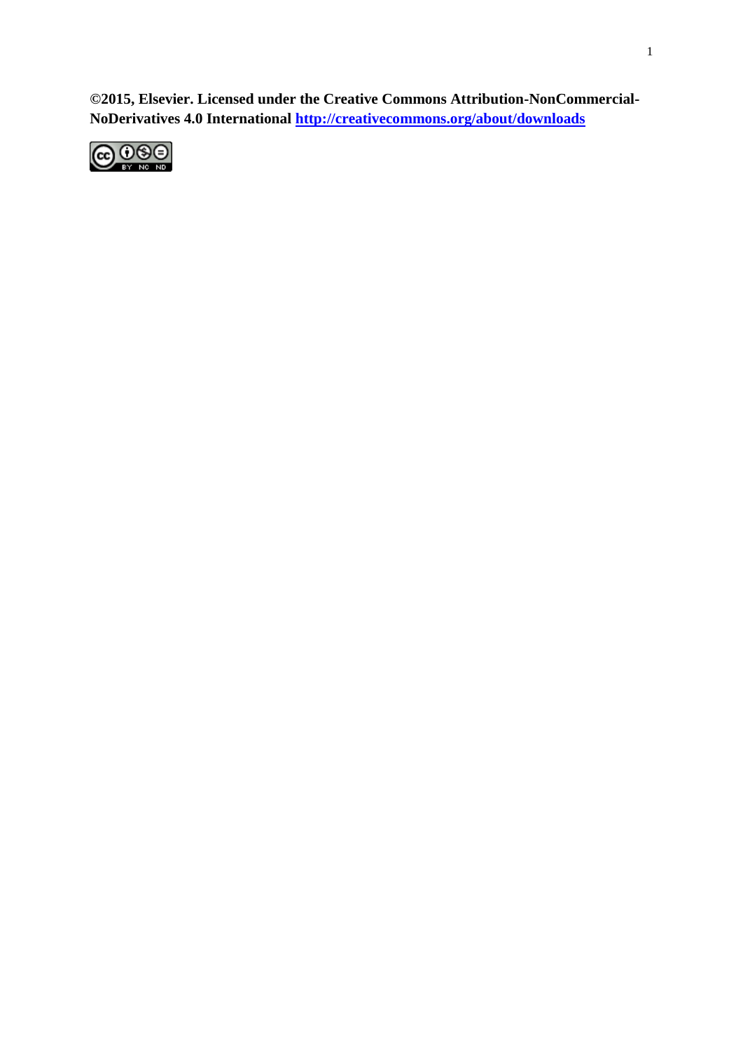**©2015, Elsevier. Licensed under the Creative Commons Attribution-NonCommercial-NoDerivatives 4.0 International [http://creativecommons.org/about/downloads](http://creativecommons.org/about/downloads)**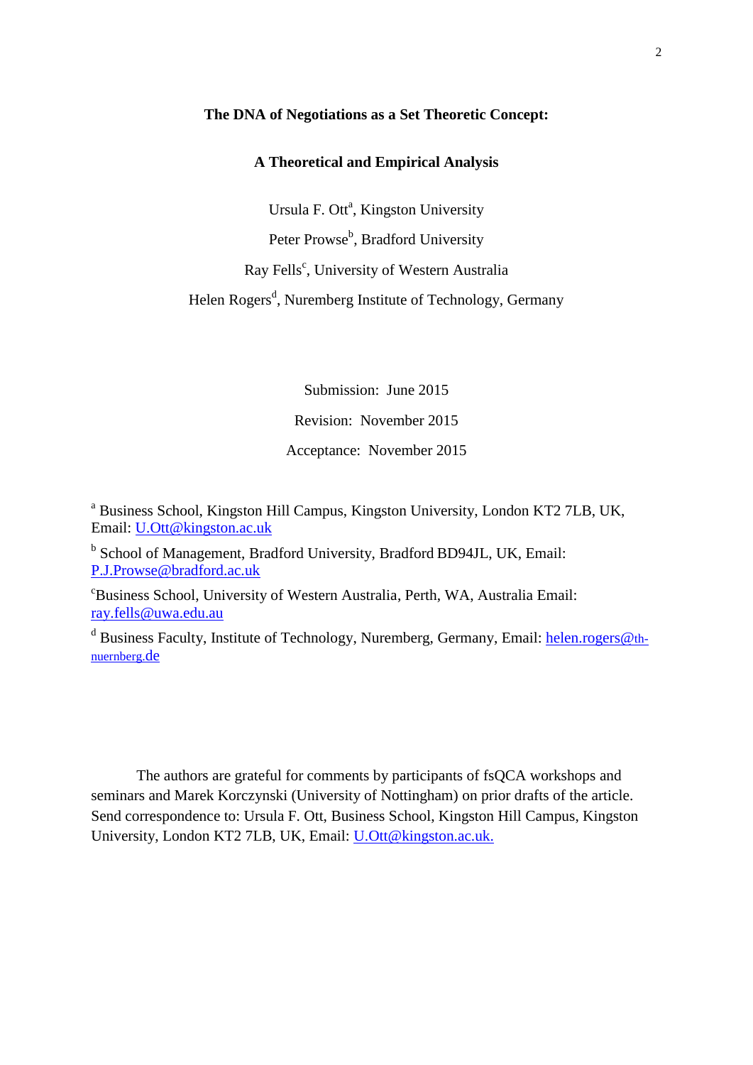**The DNA of Negotiations as a Set Theoretic Concept:**

**A Theoretical and Empirical Analysis**

Ursula F. Ott[a], Kingston University

Peter Prowse[b], Bradford University

Ray Fells[c], University of Western Australia

Helen Rogers[d], Nuremberg Institute of Technology, Germany

Submission: June 2015

Revision: November 2015

Acceptance: November 2015

[a] Business School, Kingston Hill Campus, Kingston University, London KT2 7LB, UK, Email: U.Ott@kingston.ac.uk

[b] School of Management, Bradford University, Bradford BD94JL, UK, Email: P.J.Prowse@bradford.ac.uk

[c] Business School, University of Western Australia, Perth, WA, Australia Email: ray.fells@uwa.edu.au

[d] Business Faculty, Institute of Technology, Nuremberg, Germany, Email: helen.rogers@th-nuernberg.de

The authors are grateful for comments by participants of fsQCA workshops and seminars and Marek Korczynski (University of Nottingham) on prior drafts of the article. Send correspondence to: Ursula F. Ott, Business School, Kingston Hill Campus, Kingston University, London KT2 7LB, UK, Email: U.Ott@kingston.ac.uk.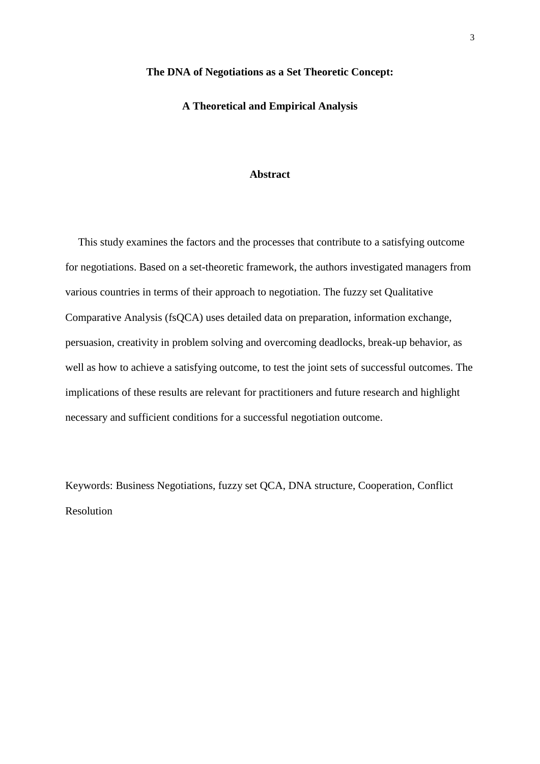# The DNA of Negotiations as a Set Theoretic Concept:

# A Theoretical and Empirical Analysis

## Abstract

This study examines the factors and the processes that contribute to a satisfying outcome for negotiations. Based on a set-theoretic framework, the authors investigated managers from various countries in terms of their approach to negotiation. The fuzzy set Qualitative Comparative Analysis (fsQCA) uses detailed data on preparation, information exchange, persuasion, creativity in problem solving and overcoming deadlocks, break-up behavior, as well as how to achieve a satisfying outcome, to test the joint sets of successful outcomes. The implications of these results are relevant for practitioners and future research and highlight necessary and sufficient conditions for a successful negotiation outcome.

Keywords: Business Negotiations, fuzzy set QCA, DNA structure, Cooperation, Conflict Resolution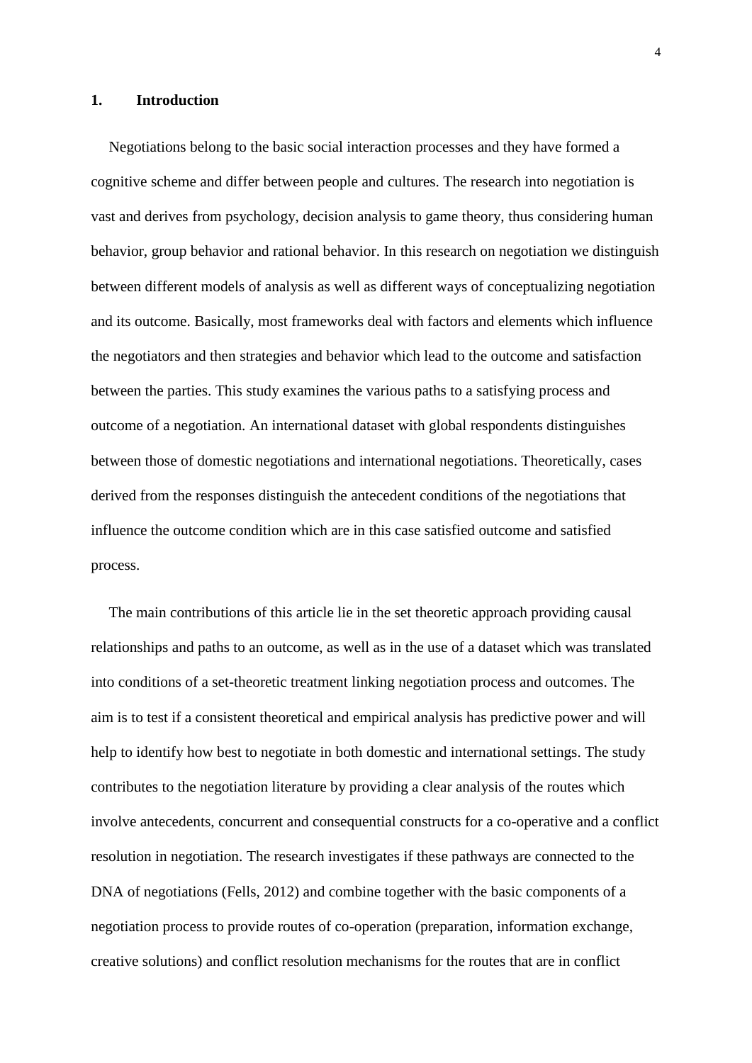## 1. Introduction

Negotiations belong to the basic social interaction processes and they have formed a cognitive scheme and differ between people and cultures. The research into negotiation is vast and derives from psychology, decision analysis to game theory, thus considering human behavior, group behavior and rational behavior. In this research on negotiation we distinguish between different models of analysis as well as different ways of conceptualizing negotiation and its outcome. Basically, most frameworks deal with factors and elements which influence the negotiators and then strategies and behavior which lead to the outcome and satisfaction between the parties. This study examines the various paths to a satisfying process and outcome of a negotiation. An international dataset with global respondents distinguishes between those of domestic negotiations and international negotiations. Theoretically, cases derived from the responses distinguish the antecedent conditions of the negotiations that influence the outcome condition which are in this case satisfied outcome and satisfied process.

The main contributions of this article lie in the set theoretic approach providing causal relationships and paths to an outcome, as well as in the use of a dataset which was translated into conditions of a set-theoretic treatment linking negotiation process and outcomes. The aim is to test if a consistent theoretical and empirical analysis has predictive power and will help to identify how best to negotiate in both domestic and international settings. The study contributes to the negotiation literature by providing a clear analysis of the routes which involve antecedents, concurrent and consequential constructs for a co-operative and a conflict resolution in negotiation. The research investigates if these pathways are connected to the DNA of negotiations (Fells, 2012) and combine together with the basic components of a negotiation process to provide routes of co-operation (preparation, information exchange, creative solutions) and conflict resolution mechanisms for the routes that are in conflict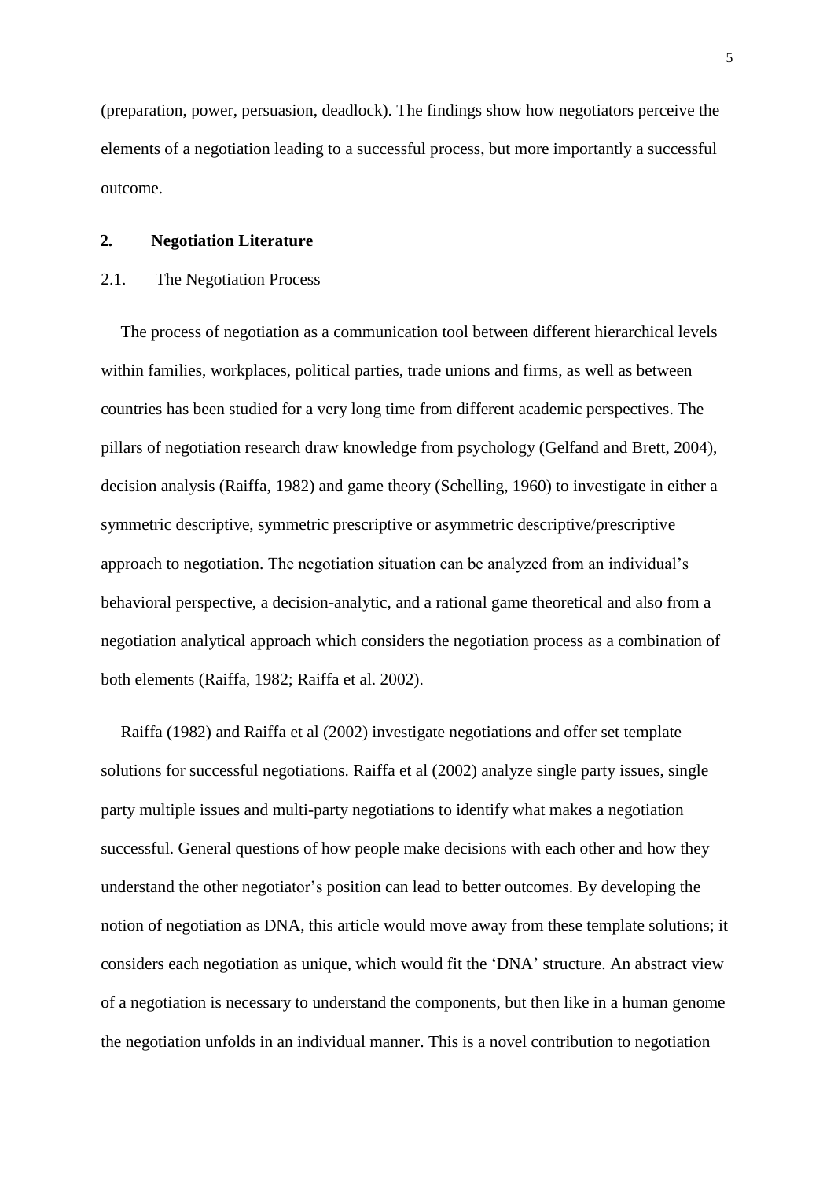(preparation, power, persuasion, deadlock). The findings show how negotiators perceive the elements of a negotiation leading to a successful process, but more importantly a successful outcome.

## 2. Negotiation Literature

### 2.1. The Negotiation Process

The process of negotiation as a communication tool between different hierarchical levels within families, workplaces, political parties, trade unions and firms, as well as between countries has been studied for a very long time from different academic perspectives. The pillars of negotiation research draw knowledge from psychology (Gelfand and Brett, 2004), decision analysis (Raiffa, 1982) and game theory (Schelling, 1960) to investigate in either a symmetric descriptive, symmetric prescriptive or asymmetric descriptive/prescriptive approach to negotiation. The negotiation situation can be analyzed from an individual's behavioral perspective, a decision-analytic, and a rational game theoretical and also from a negotiation analytical approach which considers the negotiation process as a combination of both elements (Raiffa, 1982; Raiffa et al. 2002).

Raiffa (1982) and Raiffa et al (2002) investigate negotiations and offer set template solutions for successful negotiations. Raiffa et al (2002) analyze single party issues, single party multiple issues and multi-party negotiations to identify what makes a negotiation successful. General questions of how people make decisions with each other and how they understand the other negotiator's position can lead to better outcomes. By developing the notion of negotiation as DNA, this article would move away from these template solutions; it considers each negotiation as unique, which would fit the 'DNA' structure. An abstract view of a negotiation is necessary to understand the components, but then like in a human genome the negotiation unfolds in an individual manner. This is a novel contribution to negotiation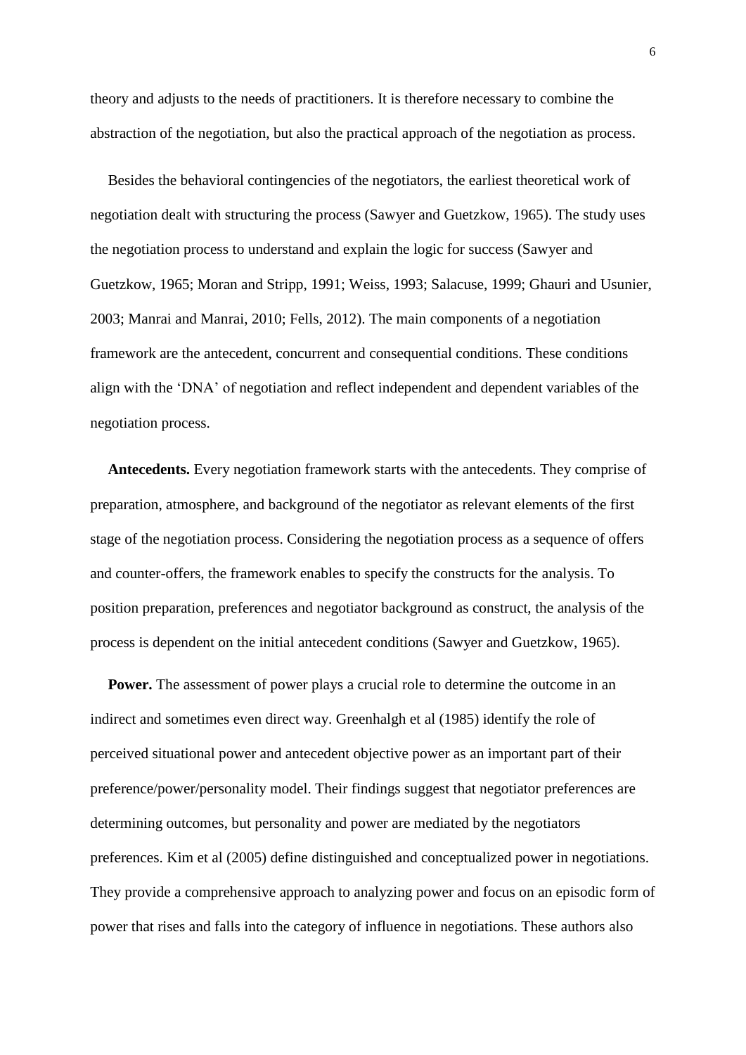theory and adjusts to the needs of practitioners. It is therefore necessary to combine the abstraction of the negotiation, but also the practical approach of the negotiation as process.

Besides the behavioral contingencies of the negotiators, the earliest theoretical work of negotiation dealt with structuring the process (Sawyer and Guetzkow, 1965). The study uses the negotiation process to understand and explain the logic for success (Sawyer and Guetzkow, 1965; Moran and Stripp, 1991; Weiss, 1993; Salacuse, 1999; Ghauri and Usunier, 2003; Manrai and Manrai, 2010; Fells, 2012). The main components of a negotiation framework are the antecedent, concurrent and consequential conditions. These conditions align with the 'DNA' of negotiation and reflect independent and dependent variables of the negotiation process.

**Antecedents.** Every negotiation framework starts with the antecedents. They comprise of preparation, atmosphere, and background of the negotiator as relevant elements of the first stage of the negotiation process. Considering the negotiation process as a sequence of offers and counter-offers, the framework enables to specify the constructs for the analysis. To position preparation, preferences and negotiator background as construct, the analysis of the process is dependent on the initial antecedent conditions (Sawyer and Guetzkow, 1965).

**Power.** The assessment of power plays a crucial role to determine the outcome in an indirect and sometimes even direct way. Greenhalgh et al (1985) identify the role of perceived situational power and antecedent objective power as an important part of their preference/power/personality model. Their findings suggest that negotiator preferences are determining outcomes, but personality and power are mediated by the negotiators preferences. Kim et al (2005) define distinguished and conceptualized power in negotiations. They provide a comprehensive approach to analyzing power and focus on an episodic form of power that rises and falls into the category of influence in negotiations. These authors also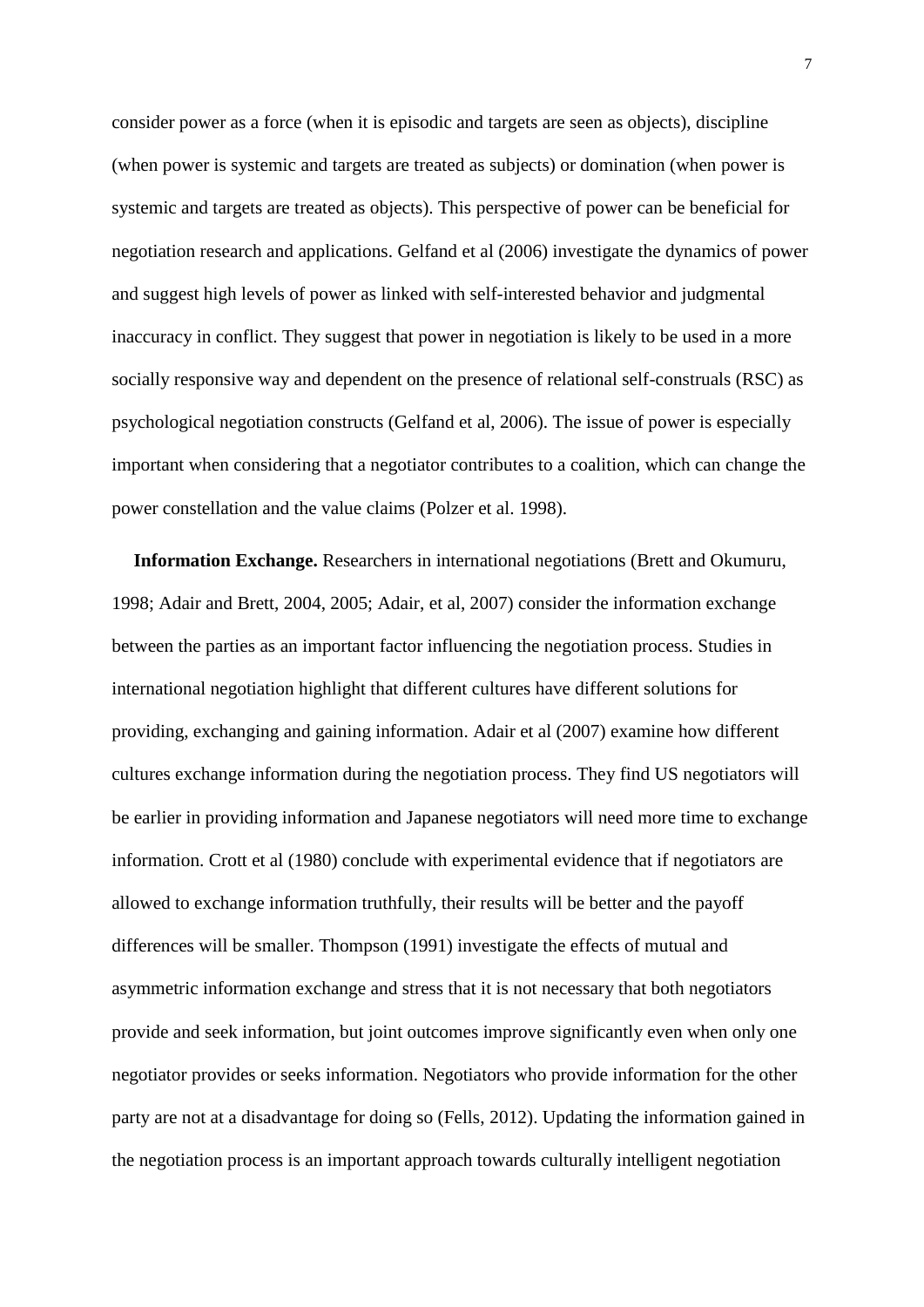consider power as a force (when it is episodic and targets are seen as objects), discipline (when power is systemic and targets are treated as subjects) or domination (when power is systemic and targets are treated as objects). This perspective of power can be beneficial for negotiation research and applications. Gelfand et al (2006) investigate the dynamics of power and suggest high levels of power as linked with self-interested behavior and judgmental inaccuracy in conflict. They suggest that power in negotiation is likely to be used in a more socially responsive way and dependent on the presence of relational self-construals (RSC) as psychological negotiation constructs (Gelfand et al, 2006). The issue of power is especially important when considering that a negotiator contributes to a coalition, which can change the power constellation and the value claims (Polzer et al. 1998).

**Information Exchange.** Researchers in international negotiations (Brett and Okumuru, 1998; Adair and Brett, 2004, 2005; Adair, et al, 2007) consider the information exchange between the parties as an important factor influencing the negotiation process. Studies in international negotiation highlight that different cultures have different solutions for providing, exchanging and gaining information. Adair et al (2007) examine how different cultures exchange information during the negotiation process. They find US negotiators will be earlier in providing information and Japanese negotiators will need more time to exchange information. Crott et al (1980) conclude with experimental evidence that if negotiators are allowed to exchange information truthfully, their results will be better and the payoff differences will be smaller. Thompson (1991) investigate the effects of mutual and asymmetric information exchange and stress that it is not necessary that both negotiators provide and seek information, but joint outcomes improve significantly even when only one negotiator provides or seeks information. Negotiators who provide information for the other party are not at a disadvantage for doing so (Fells, 2012). Updating the information gained in the negotiation process is an important approach towards culturally intelligent negotiation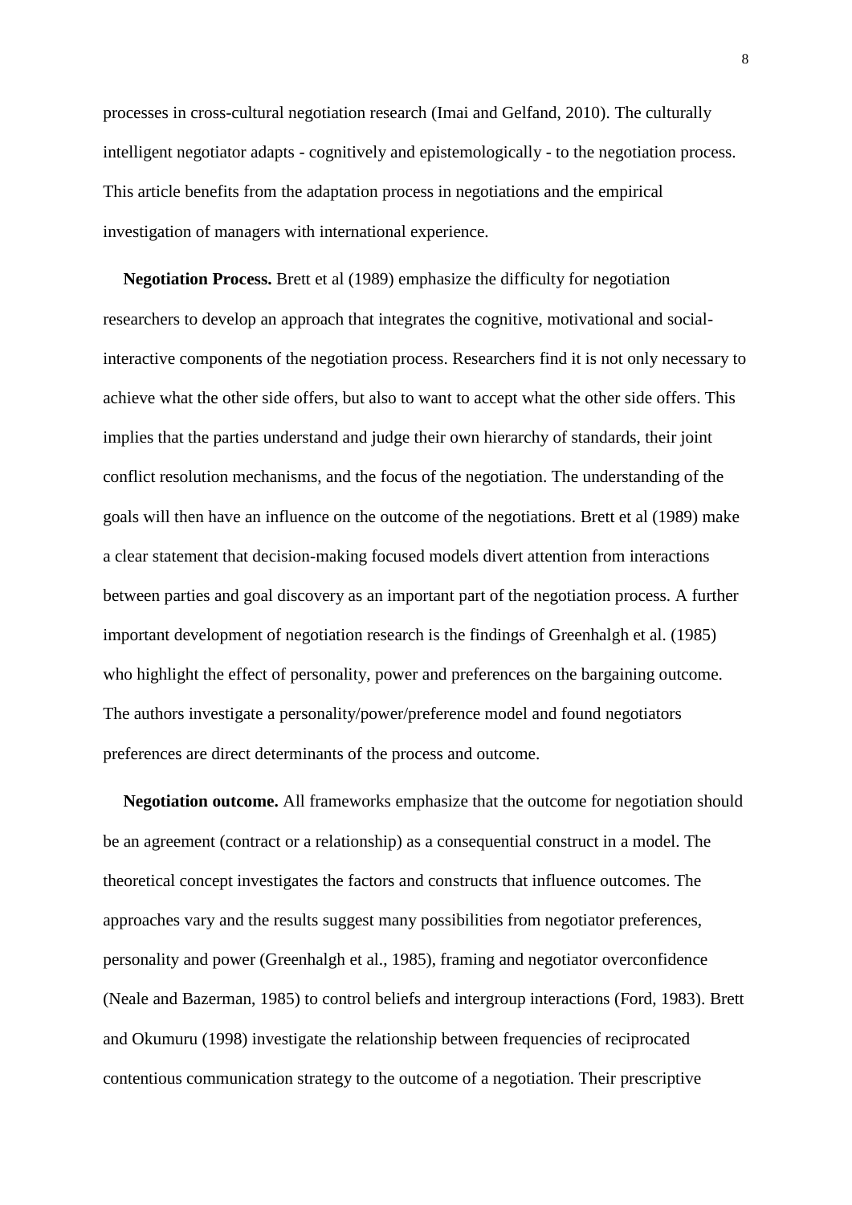processes in cross-cultural negotiation research (Imai and Gelfand, 2010). The culturally intelligent negotiator adapts - cognitively and epistemologically - to the negotiation process. This article benefits from the adaptation process in negotiations and the empirical investigation of managers with international experience.

**Negotiation Process.** Brett et al (1989) emphasize the difficulty for negotiation researchers to develop an approach that integrates the cognitive, motivational and social-interactive components of the negotiation process. Researchers find it is not only necessary to achieve what the other side offers, but also to want to accept what the other side offers. This implies that the parties understand and judge their own hierarchy of standards, their joint conflict resolution mechanisms, and the focus of the negotiation. The understanding of the goals will then have an influence on the outcome of the negotiations. Brett et al (1989) make a clear statement that decision-making focused models divert attention from interactions between parties and goal discovery as an important part of the negotiation process. A further important development of negotiation research is the findings of Greenhalgh et al. (1985) who highlight the effect of personality, power and preferences on the bargaining outcome. The authors investigate a personality/power/preference model and found negotiators preferences are direct determinants of the process and outcome.

**Negotiation outcome.** All frameworks emphasize that the outcome for negotiation should be an agreement (contract or a relationship) as a consequential construct in a model. The theoretical concept investigates the factors and constructs that influence outcomes. The approaches vary and the results suggest many possibilities from negotiator preferences, personality and power (Greenhalgh et al., 1985), framing and negotiator overconfidence (Neale and Bazerman, 1985) to control beliefs and intergroup interactions (Ford, 1983). Brett and Okumuru (1998) investigate the relationship between frequencies of reciprocated contentious communication strategy to the outcome of a negotiation. Their prescriptive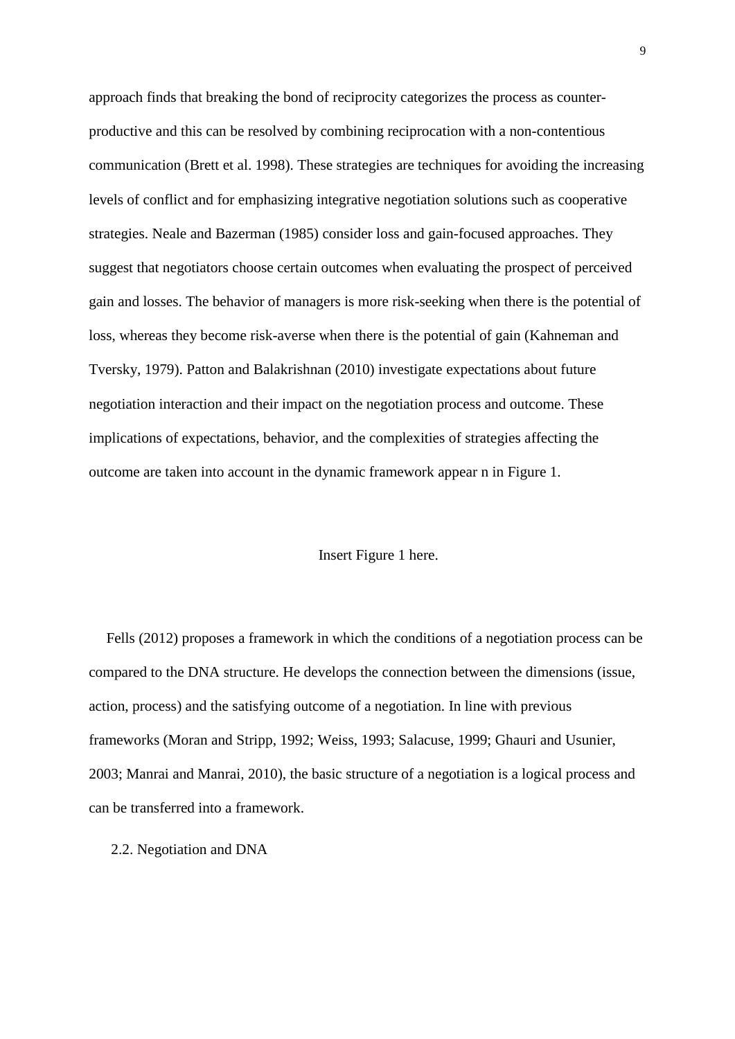approach finds that breaking the bond of reciprocity categorizes the process as counter-productive and this can be resolved by combining reciprocation with a non-contentious communication (Brett et al. 1998). These strategies are techniques for avoiding the increasing levels of conflict and for emphasizing integrative negotiation solutions such as cooperative strategies. Neale and Bazerman (1985) consider loss and gain-focused approaches. They suggest that negotiators choose certain outcomes when evaluating the prospect of perceived gain and losses. The behavior of managers is more risk-seeking when there is the potential of loss, whereas they become risk-averse when there is the potential of gain (Kahneman and Tversky, 1979). Patton and Balakrishnan (2010) investigate expectations about future negotiation interaction and their impact on the negotiation process and outcome. These implications of expectations, behavior, and the complexities of strategies affecting the outcome are taken into account in the dynamic framework appear n in Figure 1.

Insert Figure 1 here.

Fells (2012) proposes a framework in which the conditions of a negotiation process can be compared to the DNA structure. He develops the connection between the dimensions (issue, action, process) and the satisfying outcome of a negotiation. In line with previous frameworks (Moran and Stripp, 1992; Weiss, 1993; Salacuse, 1999; Ghauri and Usunier, 2003; Manrai and Manrai, 2010), the basic structure of a negotiation is a logical process and can be transferred into a framework.

## 2.2. Negotiation and DNA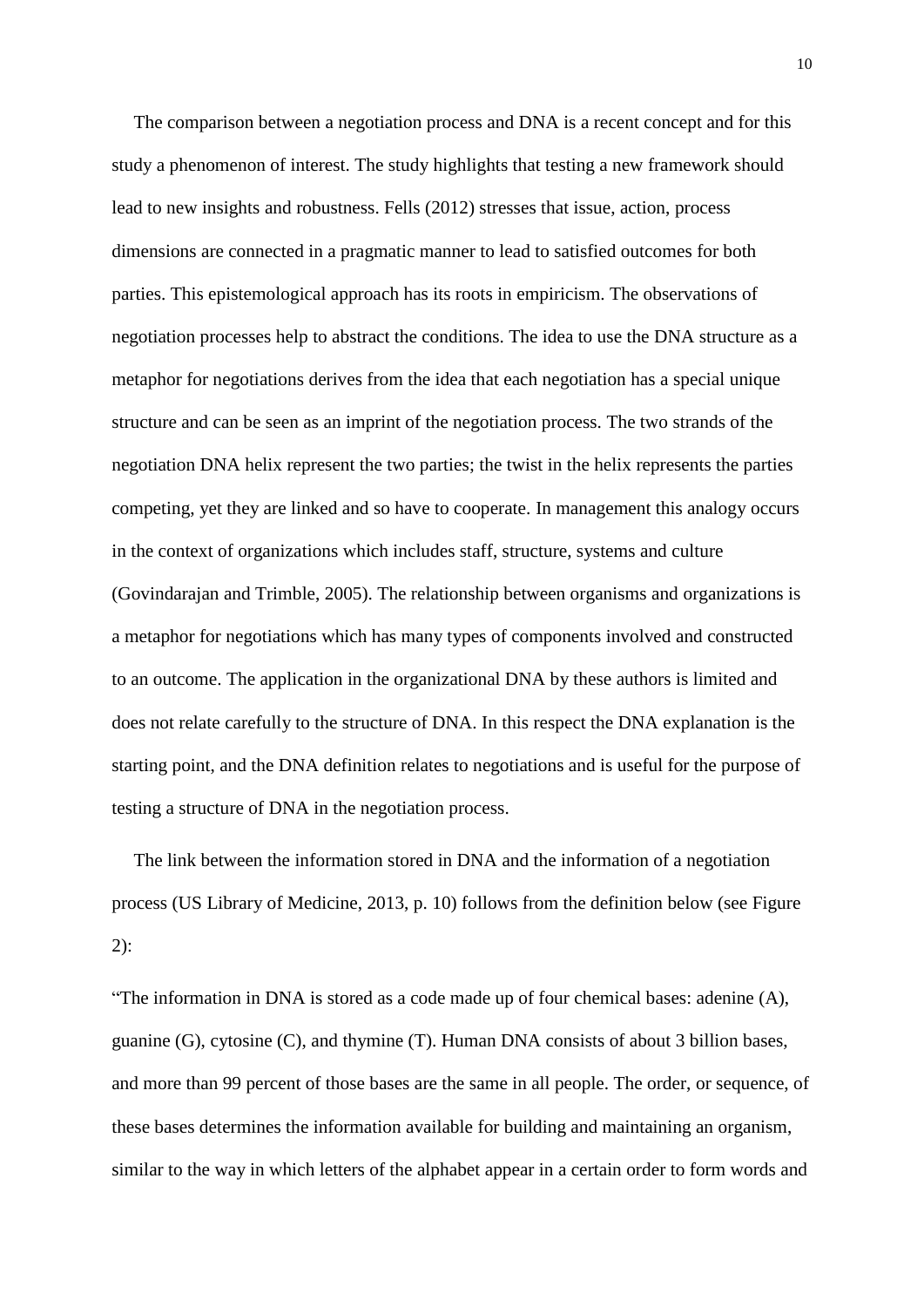The comparison between a negotiation process and DNA is a recent concept and for this study a phenomenon of interest. The study highlights that testing a new framework should lead to new insights and robustness. Fells (2012) stresses that issue, action, process dimensions are connected in a pragmatic manner to lead to satisfied outcomes for both parties. This epistemological approach has its roots in empiricism. The observations of negotiation processes help to abstract the conditions. The idea to use the DNA structure as a metaphor for negotiations derives from the idea that each negotiation has a special unique structure and can be seen as an imprint of the negotiation process. The two strands of the negotiation DNA helix represent the two parties; the twist in the helix represents the parties competing, yet they are linked and so have to cooperate. In management this analogy occurs in the context of organizations which includes staff, structure, systems and culture (Govindarajan and Trimble, 2005). The relationship between organisms and organizations is a metaphor for negotiations which has many types of components involved and constructed to an outcome. The application in the organizational DNA by these authors is limited and does not relate carefully to the structure of DNA. In this respect the DNA explanation is the starting point, and the DNA definition relates to negotiations and is useful for the purpose of testing a structure of DNA in the negotiation process.

The link between the information stored in DNA and the information of a negotiation process (US Library of Medicine, 2013, p. 10) follows from the definition below (see Figure 2):

"The information in DNA is stored as a code made up of four chemical bases: adenine (A), guanine (G), cytosine (C), and thymine (T). Human DNA consists of about 3 billion bases, and more than 99 percent of those bases are the same in all people. The order, or sequence, of these bases determines the information available for building and maintaining an organism, similar to the way in which letters of the alphabet appear in a certain order to form words and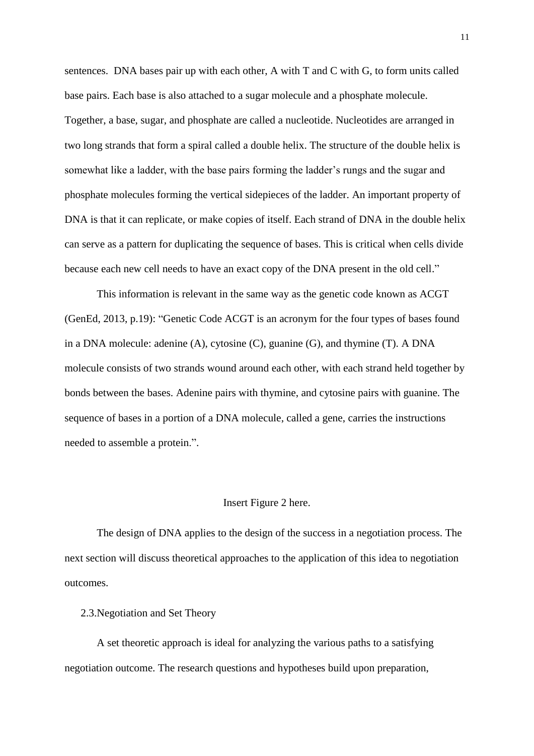sentences. DNA bases pair up with each other, A with T and C with G, to form units called base pairs. Each base is also attached to a sugar molecule and a phosphate molecule. Together, a base, sugar, and phosphate are called a nucleotide. Nucleotides are arranged in two long strands that form a spiral called a double helix. The structure of the double helix is somewhat like a ladder, with the base pairs forming the ladder's rungs and the sugar and phosphate molecules forming the vertical sidepieces of the ladder. An important property of DNA is that it can replicate, or make copies of itself. Each strand of DNA in the double helix can serve as a pattern for duplicating the sequence of bases. This is critical when cells divide because each new cell needs to have an exact copy of the DNA present in the old cell."

This information is relevant in the same way as the genetic code known as ACGT (GenEd, 2013, p.19): "Genetic Code ACGT is an acronym for the four types of bases found in a DNA molecule: adenine (A), cytosine (C), guanine (G), and thymine (T). A DNA molecule consists of two strands wound around each other, with each strand held together by bonds between the bases. Adenine pairs with thymine, and cytosine pairs with guanine. The sequence of bases in a portion of a DNA molecule, called a gene, carries the instructions needed to assemble a protein.".

Insert Figure 2 here.

The design of DNA applies to the design of the success in a negotiation process. The next section will discuss theoretical approaches to the application of this idea to negotiation outcomes.

### 2.3. Negotiation and Set Theory

A set theoretic approach is ideal for analyzing the various paths to a satisfying negotiation outcome. The research questions and hypotheses build upon preparation,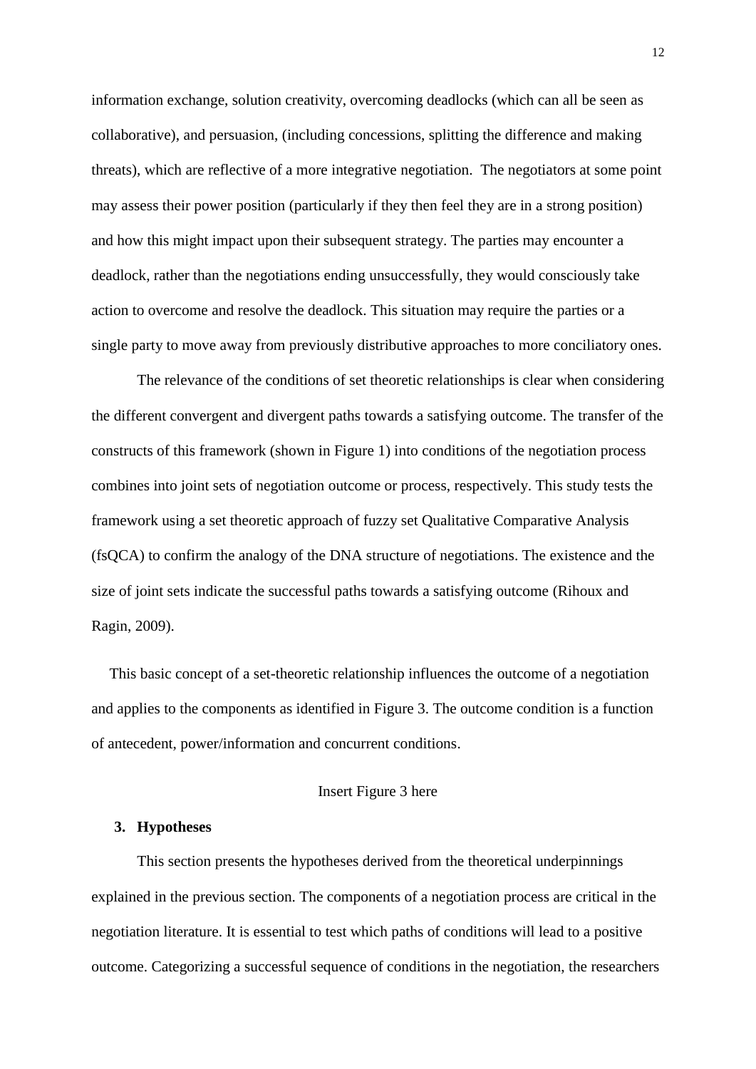information exchange, solution creativity, overcoming deadlocks (which can all be seen as collaborative), and persuasion, (including concessions, splitting the difference and making threats), which are reflective of a more integrative negotiation. The negotiators at some point may assess their power position (particularly if they then feel they are in a strong position) and how this might impact upon their subsequent strategy. The parties may encounter a deadlock, rather than the negotiations ending unsuccessfully, they would consciously take action to overcome and resolve the deadlock. This situation may require the parties or a single party to move away from previously distributive approaches to more conciliatory ones.

The relevance of the conditions of set theoretic relationships is clear when considering the different convergent and divergent paths towards a satisfying outcome. The transfer of the constructs of this framework (shown in Figure 1) into conditions of the negotiation process combines into joint sets of negotiation outcome or process, respectively. This study tests the framework using a set theoretic approach of fuzzy set Qualitative Comparative Analysis (fsQCA) to confirm the analogy of the DNA structure of negotiations. The existence and the size of joint sets indicate the successful paths towards a satisfying outcome (Rihoux and Ragin, 2009).

This basic concept of a set-theoretic relationship influences the outcome of a negotiation and applies to the components as identified in Figure 3. The outcome condition is a function of antecedent, power/information and concurrent conditions.

Insert Figure 3 here

## 3. Hypotheses

This section presents the hypotheses derived from the theoretical underpinnings explained in the previous section. The components of a negotiation process are critical in the negotiation literature. It is essential to test which paths of conditions will lead to a positive outcome. Categorizing a successful sequence of conditions in the negotiation, the researchers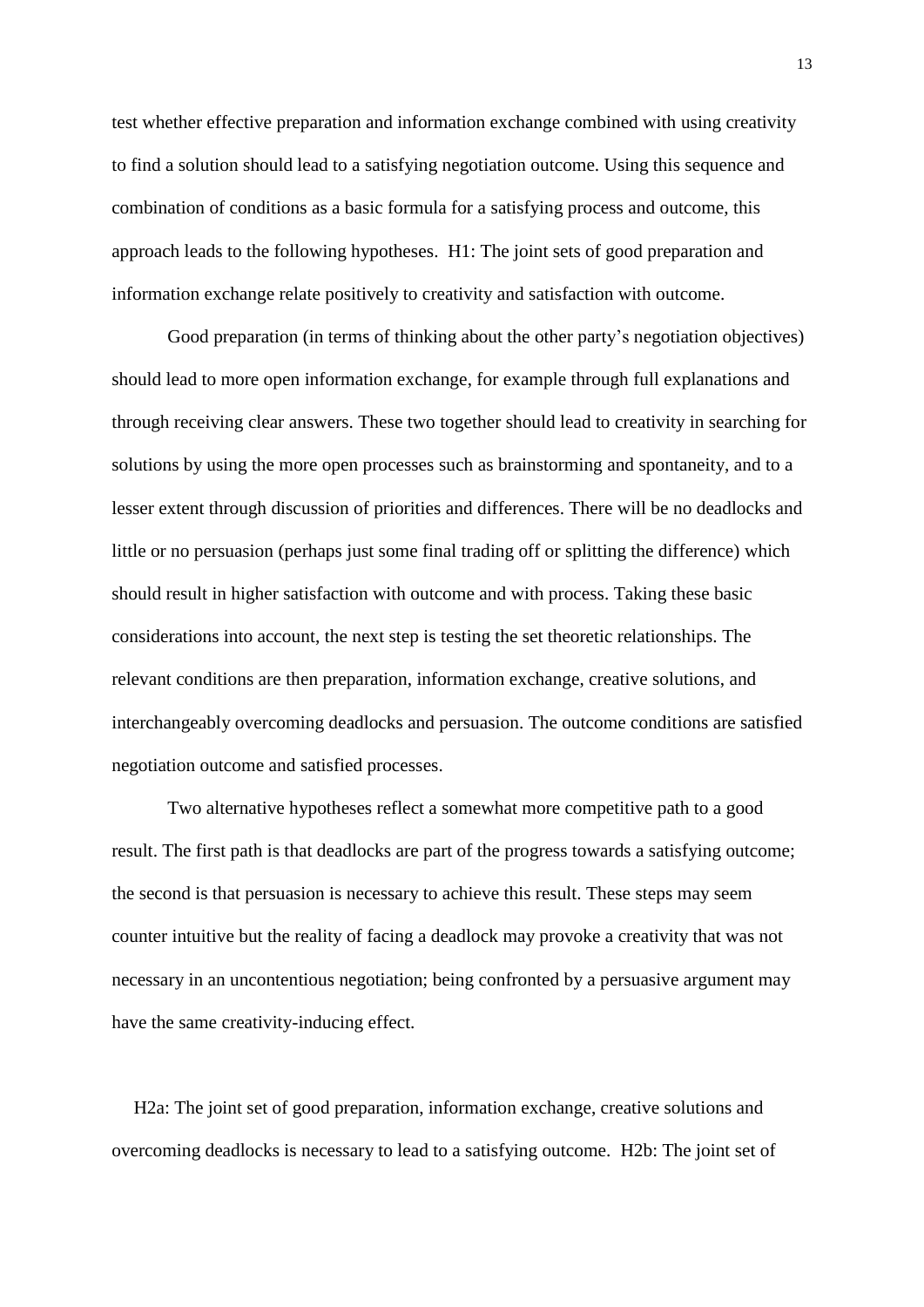test whether effective preparation and information exchange combined with using creativity to find a solution should lead to a satisfying negotiation outcome. Using this sequence and combination of conditions as a basic formula for a satisfying process and outcome, this approach leads to the following hypotheses.  H1: The joint sets of good preparation and information exchange relate positively to creativity and satisfaction with outcome.

Good preparation (in terms of thinking about the other party's negotiation objectives) should lead to more open information exchange, for example through full explanations and through receiving clear answers. These two together should lead to creativity in searching for solutions by using the more open processes such as brainstorming and spontaneity, and to a lesser extent through discussion of priorities and differences. There will be no deadlocks and little or no persuasion (perhaps just some final trading off or splitting the difference) which should result in higher satisfaction with outcome and with process. Taking these basic considerations into account, the next step is testing the set theoretic relationships. The relevant conditions are then preparation, information exchange, creative solutions, and interchangeably overcoming deadlocks and persuasion. The outcome conditions are satisfied negotiation outcome and satisfied processes.

Two alternative hypotheses reflect a somewhat more competitive path to a good result. The first path is that deadlocks are part of the progress towards a satisfying outcome; the second is that persuasion is necessary to achieve this result. These steps may seem counter intuitive but the reality of facing a deadlock may provoke a creativity that was not necessary in an uncontentious negotiation; being confronted by a persuasive argument may have the same creativity-inducing effect.

H2a: The joint set of good preparation, information exchange, creative solutions and overcoming deadlocks is necessary to lead to a satisfying outcome.  H2b: The joint set of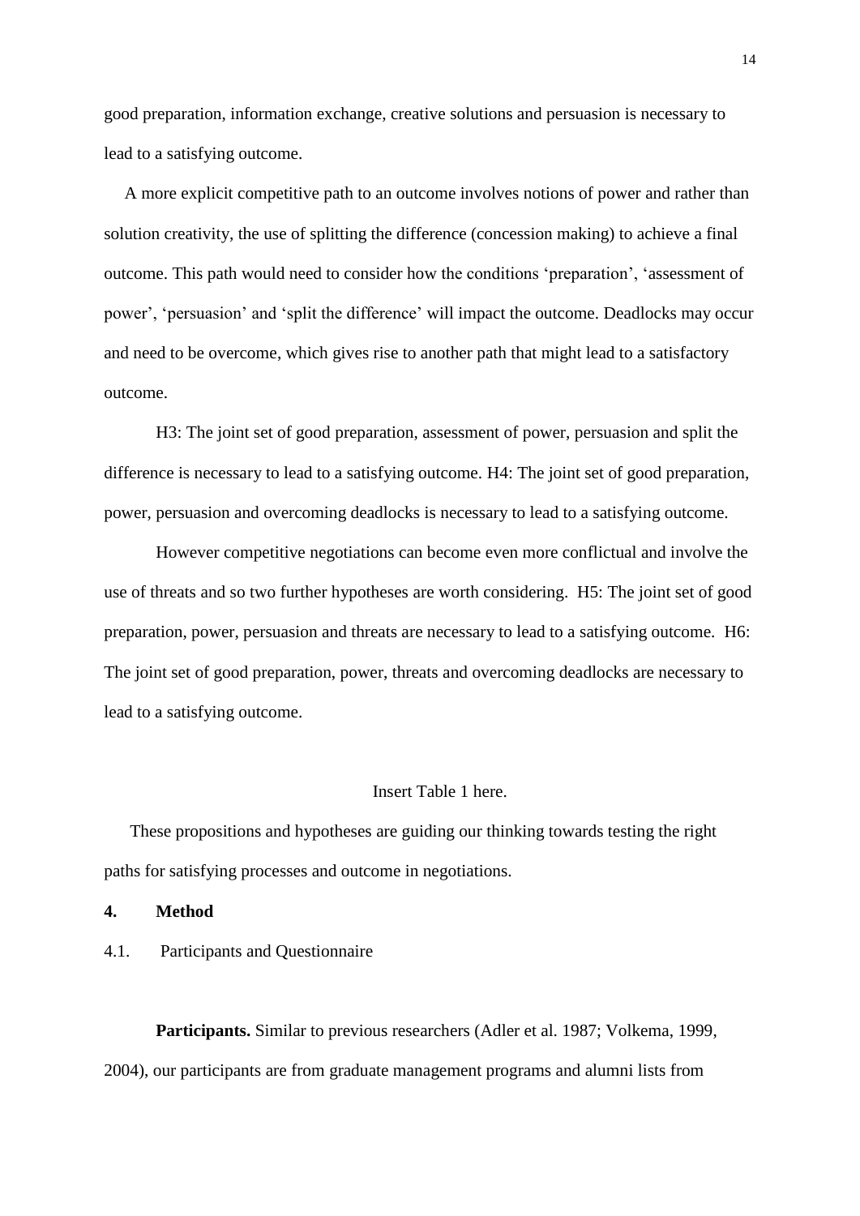good preparation, information exchange, creative solutions and persuasion is necessary to lead to a satisfying outcome.

A more explicit competitive path to an outcome involves notions of power and rather than solution creativity, the use of splitting the difference (concession making) to achieve a final outcome. This path would need to consider how the conditions 'preparation', 'assessment of power', 'persuasion' and 'split the difference' will impact the outcome. Deadlocks may occur and need to be overcome, which gives rise to another path that might lead to a satisfactory outcome.

H3: The joint set of good preparation, assessment of power, persuasion and split the difference is necessary to lead to a satisfying outcome. H4: The joint set of good preparation, power, persuasion and overcoming deadlocks is necessary to lead to a satisfying outcome.

However competitive negotiations can become even more conflictual and involve the use of threats and so two further hypotheses are worth considering. H5: The joint set of good preparation, power, persuasion and threats are necessary to lead to a satisfying outcome. H6: The joint set of good preparation, power, threats and overcoming deadlocks are necessary to lead to a satisfying outcome.

Insert Table 1 here.

These propositions and hypotheses are guiding our thinking towards testing the right paths for satisfying processes and outcome in negotiations.

## 4. Method

### 4.1. Participants and Questionnaire

**Participants.** Similar to previous researchers (Adler et al. 1987; Volkema, 1999, 2004), our participants are from graduate management programs and alumni lists from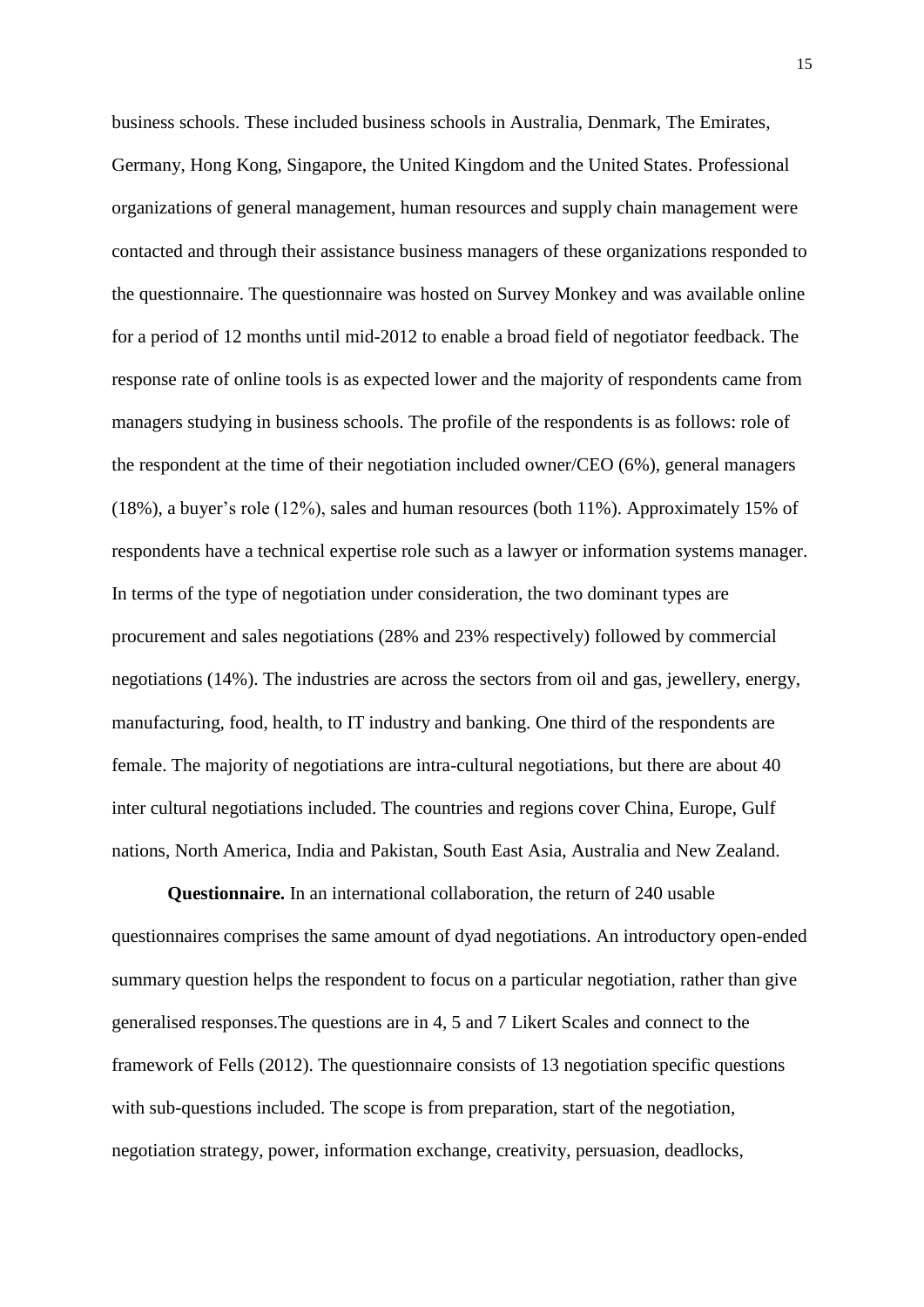business schools. These included business schools in Australia, Denmark, The Emirates, Germany, Hong Kong, Singapore, the United Kingdom and the United States. Professional organizations of general management, human resources and supply chain management were contacted and through their assistance business managers of these organizations responded to the questionnaire. The questionnaire was hosted on Survey Monkey and was available online for a period of 12 months until mid-2012 to enable a broad field of negotiator feedback. The response rate of online tools is as expected lower and the majority of respondents came from managers studying in business schools. The profile of the respondents is as follows: role of the respondent at the time of their negotiation included owner/CEO (6%), general managers (18%), a buyer's role (12%), sales and human resources (both 11%). Approximately 15% of respondents have a technical expertise role such as a lawyer or information systems manager. In terms of the type of negotiation under consideration, the two dominant types are procurement and sales negotiations (28% and 23% respectively) followed by commercial negotiations (14%). The industries are across the sectors from oil and gas, jewellery, energy, manufacturing, food, health, to IT industry and banking. One third of the respondents are female. The majority of negotiations are intra-cultural negotiations, but there are about 40 inter cultural negotiations included. The countries and regions cover China, Europe, Gulf nations, North America, India and Pakistan, South East Asia, Australia and New Zealand.

**Questionnaire.** In an international collaboration, the return of 240 usable questionnaires comprises the same amount of dyad negotiations. An introductory open-ended summary question helps the respondent to focus on a particular negotiation, rather than give generalised responses.The questions are in 4, 5 and 7 Likert Scales and connect to the framework of Fells (2012). The questionnaire consists of 13 negotiation specific questions with sub-questions included. The scope is from preparation, start of the negotiation, negotiation strategy, power, information exchange, creativity, persuasion, deadlocks,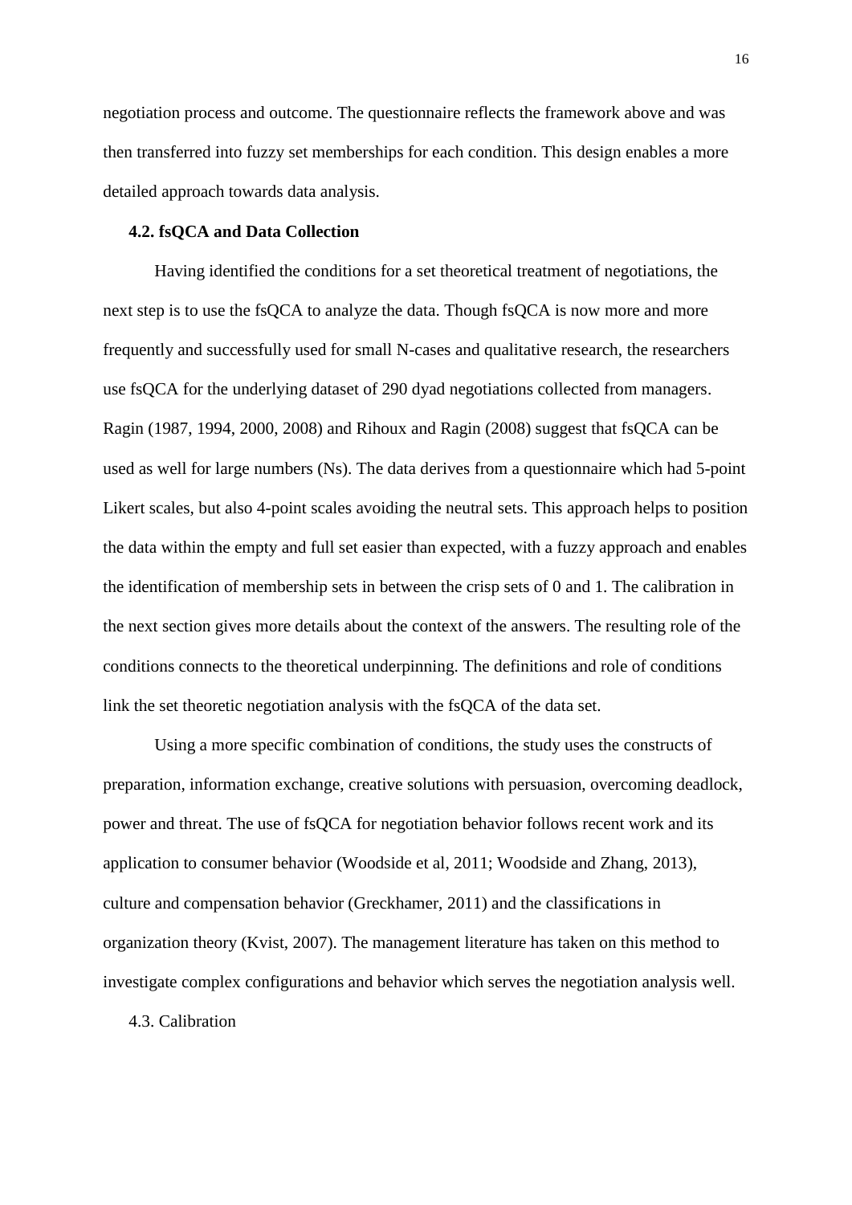negotiation process and outcome. The questionnaire reflects the framework above and was then transferred into fuzzy set memberships for each condition. This design enables a more detailed approach towards data analysis.

### 4.2. fsQCA and Data Collection

Having identified the conditions for a set theoretical treatment of negotiations, the next step is to use the fsQCA to analyze the data. Though fsQCA is now more and more frequently and successfully used for small N-cases and qualitative research, the researchers use fsQCA for the underlying dataset of 290 dyad negotiations collected from managers. Ragin (1987, 1994, 2000, 2008) and Rihoux and Ragin (2008) suggest that fsQCA can be used as well for large numbers (Ns). The data derives from a questionnaire which had 5-point Likert scales, but also 4-point scales avoiding the neutral sets. This approach helps to position the data within the empty and full set easier than expected, with a fuzzy approach and enables the identification of membership sets in between the crisp sets of 0 and 1. The calibration in the next section gives more details about the context of the answers. The resulting role of the conditions connects to the theoretical underpinning. The definitions and role of conditions link the set theoretic negotiation analysis with the fsQCA of the data set.

Using a more specific combination of conditions, the study uses the constructs of preparation, information exchange, creative solutions with persuasion, overcoming deadlock, power and threat. The use of fsQCA for negotiation behavior follows recent work and its application to consumer behavior (Woodside et al, 2011; Woodside and Zhang, 2013), culture and compensation behavior (Greckhamer, 2011) and the classifications in organization theory (Kvist, 2007). The management literature has taken on this method to investigate complex configurations and behavior which serves the negotiation analysis well.

4.3. Calibration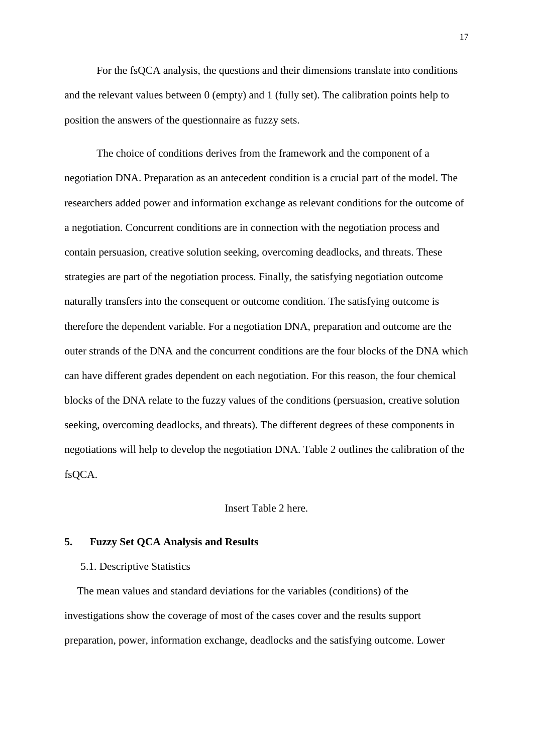For the fsQCA analysis, the questions and their dimensions translate into conditions and the relevant values between 0 (empty) and 1 (fully set). The calibration points help to position the answers of the questionnaire as fuzzy sets.

The choice of conditions derives from the framework and the component of a negotiation DNA. Preparation as an antecedent condition is a crucial part of the model. The researchers added power and information exchange as relevant conditions for the outcome of a negotiation. Concurrent conditions are in connection with the negotiation process and contain persuasion, creative solution seeking, overcoming deadlocks, and threats. These strategies are part of the negotiation process. Finally, the satisfying negotiation outcome naturally transfers into the consequent or outcome condition. The satisfying outcome is therefore the dependent variable. For a negotiation DNA, preparation and outcome are the outer strands of the DNA and the concurrent conditions are the four blocks of the DNA which can have different grades dependent on each negotiation. For this reason, the four chemical blocks of the DNA relate to the fuzzy values of the conditions (persuasion, creative solution seeking, overcoming deadlocks, and threats). The different degrees of these components in negotiations will help to develop the negotiation DNA. Table 2 outlines the calibration of the fsQCA.

Insert Table 2 here.

## 5. Fuzzy Set QCA Analysis and Results

### 5.1. Descriptive Statistics

The mean values and standard deviations for the variables (conditions) of the investigations show the coverage of most of the cases cover and the results support preparation, power, information exchange, deadlocks and the satisfying outcome. Lower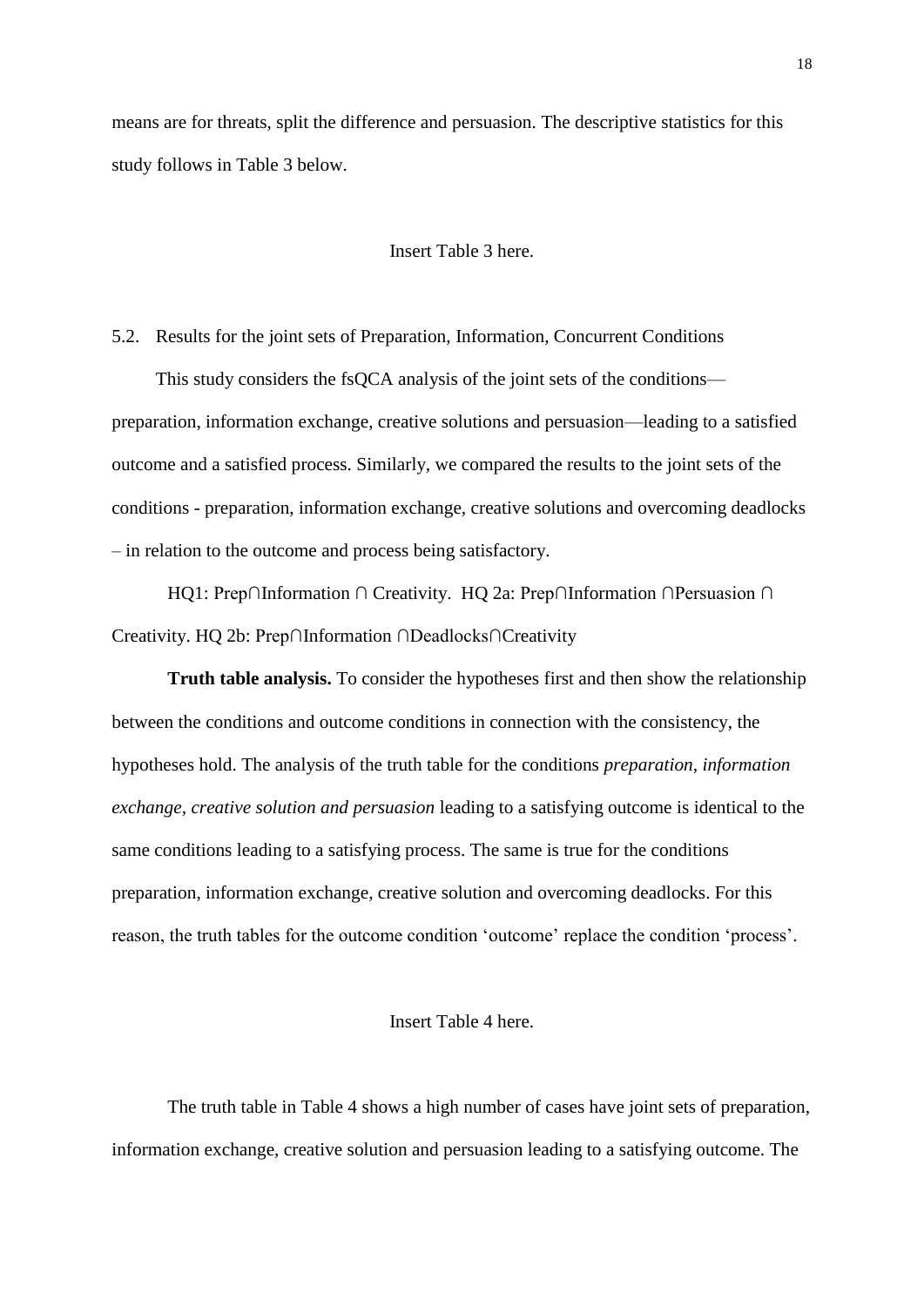means are for threats, split the difference and persuasion. The descriptive statistics for this study follows in Table 3 below.

Insert Table 3 here.

5.2. Results for the joint sets of Preparation, Information, Concurrent Conditions

This study considers the fsQCA analysis of the joint sets of the conditions—preparation, information exchange, creative solutions and persuasion—leading to a satisfied outcome and a satisfied process. Similarly, we compared the results to the joint sets of the conditions - preparation, information exchange, creative solutions and overcoming deadlocks – in relation to the outcome and process being satisfactory.

HQ1: Prep∩Information ∩ Creativity. HQ 2a: Prep∩Information ∩Persuasion ∩ Creativity. HQ 2b: Prep∩Information ∩Deadlocks∩Creativity

**Truth table analysis.** To consider the hypotheses first and then show the relationship between the conditions and outcome conditions in connection with the consistency, the hypotheses hold. The analysis of the truth table for the conditions *preparation, information exchange, creative solution and persuasion* leading to a satisfying outcome is identical to the same conditions leading to a satisfying process. The same is true for the conditions preparation, information exchange, creative solution and overcoming deadlocks. For this reason, the truth tables for the outcome condition 'outcome' replace the condition 'process'.

Insert Table 4 here.

The truth table in Table 4 shows a high number of cases have joint sets of preparation, information exchange, creative solution and persuasion leading to a satisfying outcome. The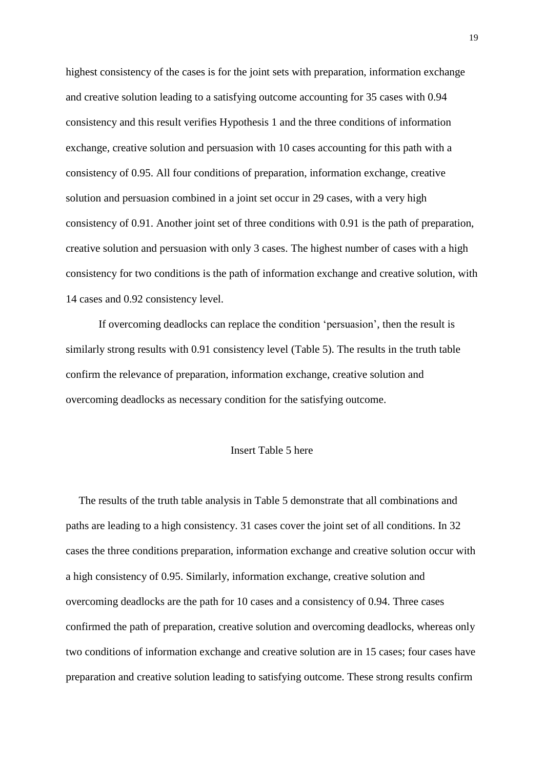highest consistency of the cases is for the joint sets with preparation, information exchange and creative solution leading to a satisfying outcome accounting for 35 cases with 0.94 consistency and this result verifies Hypothesis 1 and the three conditions of information exchange, creative solution and persuasion with 10 cases accounting for this path with a consistency of 0.95. All four conditions of preparation, information exchange, creative solution and persuasion combined in a joint set occur in 29 cases, with a very high consistency of 0.91. Another joint set of three conditions with 0.91 is the path of preparation, creative solution and persuasion with only 3 cases. The highest number of cases with a high consistency for two conditions is the path of information exchange and creative solution, with 14 cases and 0.92 consistency level.

If overcoming deadlocks can replace the condition 'persuasion', then the result is similarly strong results with 0.91 consistency level (Table 5). The results in the truth table confirm the relevance of preparation, information exchange, creative solution and overcoming deadlocks as necessary condition for the satisfying outcome.

Insert Table 5 here

The results of the truth table analysis in Table 5 demonstrate that all combinations and paths are leading to a high consistency. 31 cases cover the joint set of all conditions. In 32 cases the three conditions preparation, information exchange and creative solution occur with a high consistency of 0.95. Similarly, information exchange, creative solution and overcoming deadlocks are the path for 10 cases and a consistency of 0.94. Three cases confirmed the path of preparation, creative solution and overcoming deadlocks, whereas only two conditions of information exchange and creative solution are in 15 cases; four cases have preparation and creative solution leading to satisfying outcome. These strong results confirm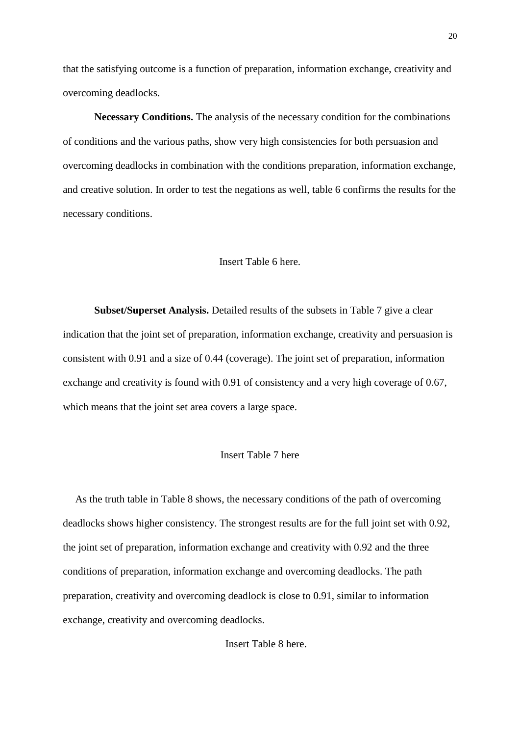that the satisfying outcome is a function of preparation, information exchange, creativity and overcoming deadlocks.

**Necessary Conditions.** The analysis of the necessary condition for the combinations of conditions and the various paths, show very high consistencies for both persuasion and overcoming deadlocks in combination with the conditions preparation, information exchange, and creative solution. In order to test the negations as well, table 6 confirms the results for the necessary conditions.

Insert Table 6 here.

**Subset/Superset Analysis.** Detailed results of the subsets in Table 7 give a clear indication that the joint set of preparation, information exchange, creativity and persuasion is consistent with 0.91 and a size of 0.44 (coverage). The joint set of preparation, information exchange and creativity is found with 0.91 of consistency and a very high coverage of 0.67, which means that the joint set area covers a large space.

Insert Table 7 here

As the truth table in Table 8 shows, the necessary conditions of the path of overcoming deadlocks shows higher consistency. The strongest results are for the full joint set with 0.92, the joint set of preparation, information exchange and creativity with 0.92 and the three conditions of preparation, information exchange and overcoming deadlocks. The path preparation, creativity and overcoming deadlock is close to 0.91, similar to information exchange, creativity and overcoming deadlocks.

Insert Table 8 here.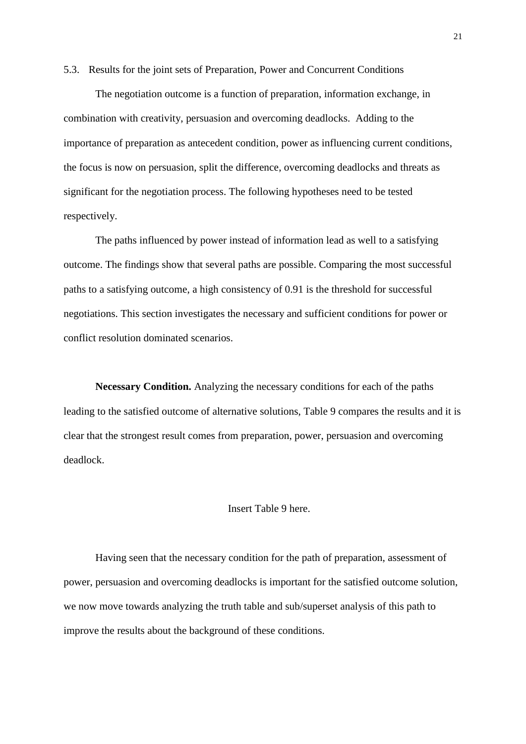### 5.3. Results for the joint sets of Preparation, Power and Concurrent Conditions

The negotiation outcome is a function of preparation, information exchange, in combination with creativity, persuasion and overcoming deadlocks. Adding to the importance of preparation as antecedent condition, power as influencing current conditions, the focus is now on persuasion, split the difference, overcoming deadlocks and threats as significant for the negotiation process. The following hypotheses need to be tested respectively.

The paths influenced by power instead of information lead as well to a satisfying outcome. The findings show that several paths are possible. Comparing the most successful paths to a satisfying outcome, a high consistency of 0.91 is the threshold for successful negotiations. This section investigates the necessary and sufficient conditions for power or conflict resolution dominated scenarios.

**Necessary Condition.** Analyzing the necessary conditions for each of the paths leading to the satisfied outcome of alternative solutions, Table 9 compares the results and it is clear that the strongest result comes from preparation, power, persuasion and overcoming deadlock.

Insert Table 9 here.

Having seen that the necessary condition for the path of preparation, assessment of power, persuasion and overcoming deadlocks is important for the satisfied outcome solution, we now move towards analyzing the truth table and sub/superset analysis of this path to improve the results about the background of these conditions.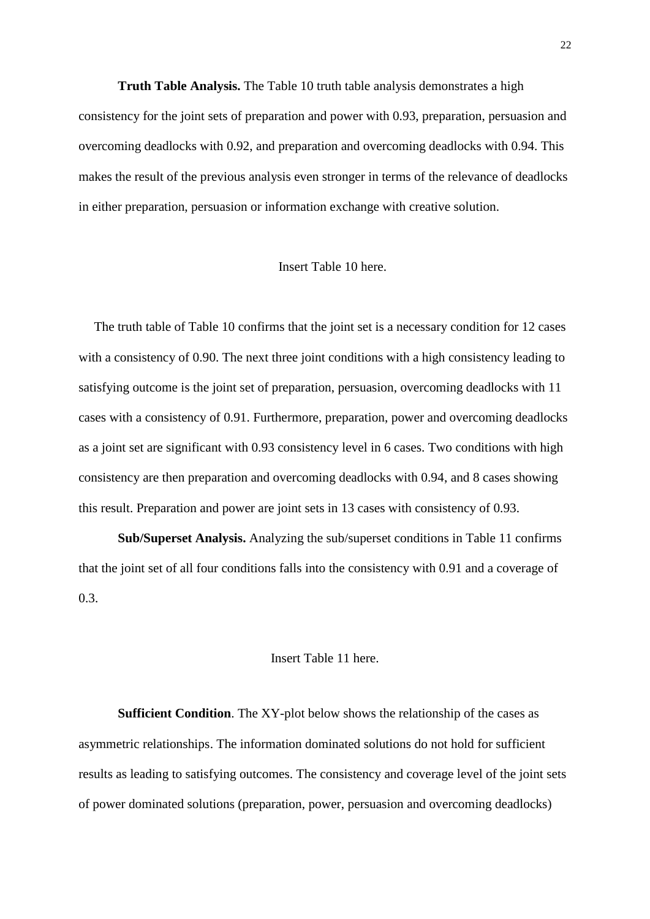**Truth Table Analysis.** The Table 10 truth table analysis demonstrates a high consistency for the joint sets of preparation and power with 0.93, preparation, persuasion and overcoming deadlocks with 0.92, and preparation and overcoming deadlocks with 0.94. This makes the result of the previous analysis even stronger in terms of the relevance of deadlocks in either preparation, persuasion or information exchange with creative solution.

Insert Table 10 here.

The truth table of Table 10 confirms that the joint set is a necessary condition for 12 cases with a consistency of 0.90. The next three joint conditions with a high consistency leading to satisfying outcome is the joint set of preparation, persuasion, overcoming deadlocks with 11 cases with a consistency of 0.91. Furthermore, preparation, power and overcoming deadlocks as a joint set are significant with 0.93 consistency level in 6 cases. Two conditions with high consistency are then preparation and overcoming deadlocks with 0.94, and 8 cases showing this result. Preparation and power are joint sets in 13 cases with consistency of 0.93.

**Sub/Superset Analysis.** Analyzing the sub/superset conditions in Table 11 confirms that the joint set of all four conditions falls into the consistency with 0.91 and a coverage of 0.3.

Insert Table 11 here.

**Sufficient Condition**. The XY-plot below shows the relationship of the cases as asymmetric relationships. The information dominated solutions do not hold for sufficient results as leading to satisfying outcomes. The consistency and coverage level of the joint sets of power dominated solutions (preparation, power, persuasion and overcoming deadlocks)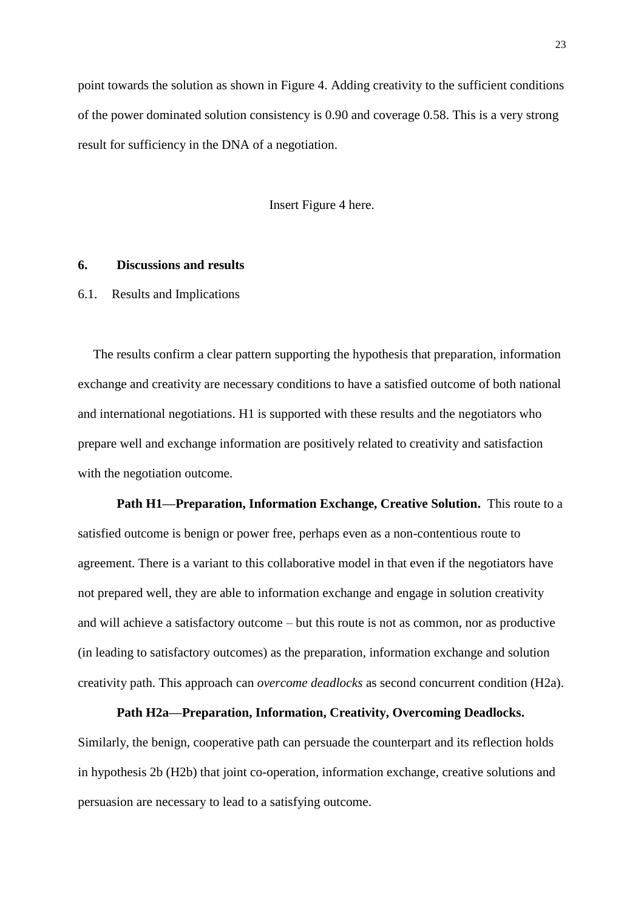point towards the solution as shown in Figure 4. Adding creativity to the sufficient conditions of the power dominated solution consistency is 0.90 and coverage 0.58. This is a very strong result for sufficiency in the DNA of a negotiation.

Insert Figure 4 here.

## 6. Discussions and results

### 6.1. Results and Implications

The results confirm a clear pattern supporting the hypothesis that preparation, information exchange and creativity are necessary conditions to have a satisfied outcome of both national and international negotiations. H1 is supported with these results and the negotiators who prepare well and exchange information are positively related to creativity and satisfaction with the negotiation outcome.

**Path H1—Preparation, Information Exchange, Creative Solution.** This route to a satisfied outcome is benign or power free, perhaps even as a non-contentious route to agreement. There is a variant to this collaborative model in that even if the negotiators have not prepared well, they are able to information exchange and engage in solution creativity and will achieve a satisfactory outcome – but this route is not as common, nor as productive (in leading to satisfactory outcomes) as the preparation, information exchange and solution creativity path. This approach can *overcome deadlocks* as second concurrent condition (H2a).

**Path H2a—Preparation, Information, Creativity, Overcoming Deadlocks.** Similarly, the benign, cooperative path can persuade the counterpart and its reflection holds in hypothesis 2b (H2b) that joint co-operation, information exchange, creative solutions and persuasion are necessary to lead to a satisfying outcome.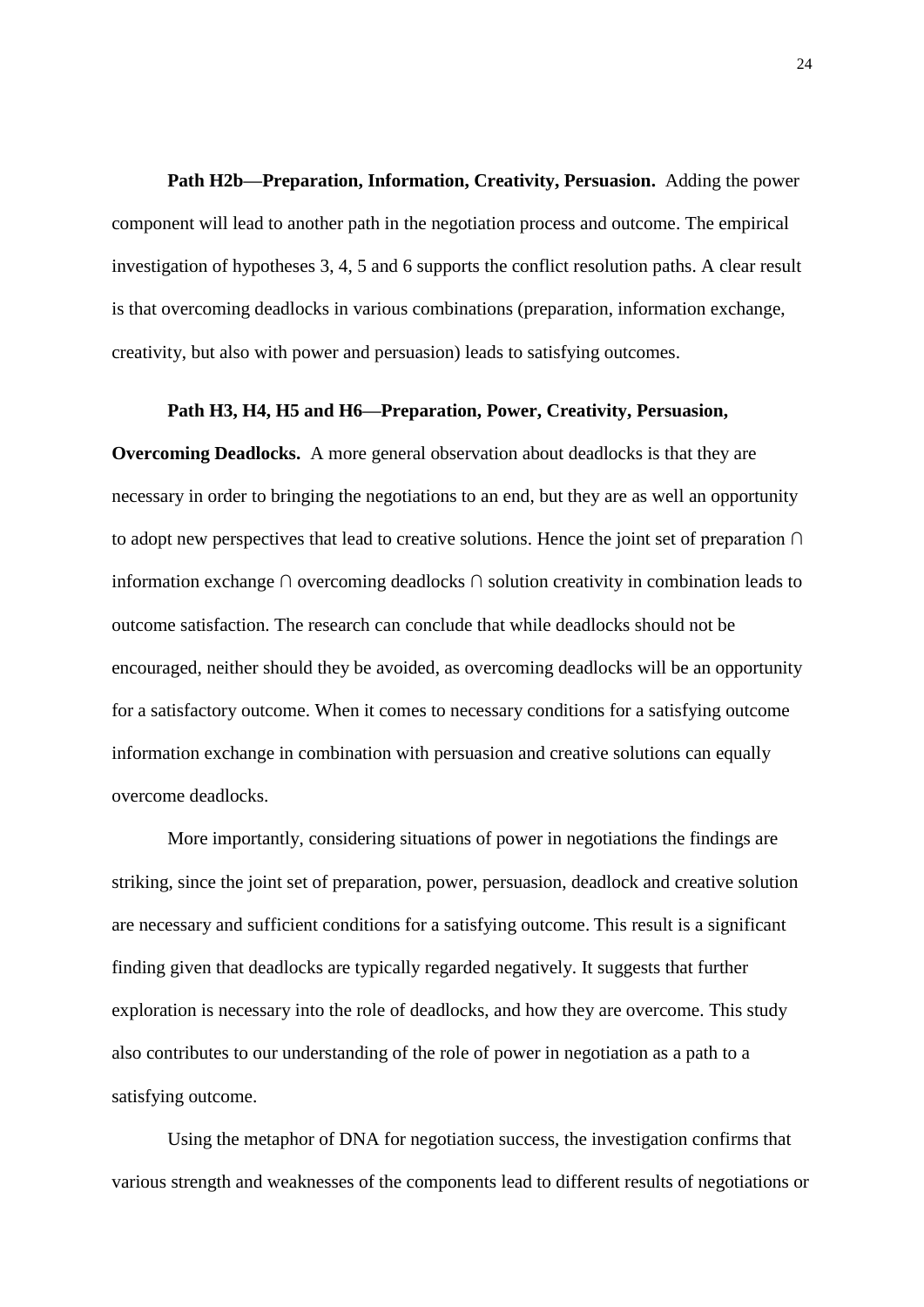**Path H2b—Preparation, Information, Creativity, Persuasion.** Adding the power component will lead to another path in the negotiation process and outcome. The empirical investigation of hypotheses 3, 4, 5 and 6 supports the conflict resolution paths. A clear result is that overcoming deadlocks in various combinations (preparation, information exchange, creativity, but also with power and persuasion) leads to satisfying outcomes.

**Path H3, H4, H5 and H6—Preparation, Power, Creativity, Persuasion, Overcoming Deadlocks.** A more general observation about deadlocks is that they are necessary in order to bringing the negotiations to an end, but they are as well an opportunity to adopt new perspectives that lead to creative solutions. Hence the joint set of preparation ∩ information exchange ∩ overcoming deadlocks ∩ solution creativity in combination leads to outcome satisfaction. The research can conclude that while deadlocks should not be encouraged, neither should they be avoided, as overcoming deadlocks will be an opportunity for a satisfactory outcome. When it comes to necessary conditions for a satisfying outcome information exchange in combination with persuasion and creative solutions can equally overcome deadlocks.

More importantly, considering situations of power in negotiations the findings are striking, since the joint set of preparation, power, persuasion, deadlock and creative solution are necessary and sufficient conditions for a satisfying outcome. This result is a significant finding given that deadlocks are typically regarded negatively. It suggests that further exploration is necessary into the role of deadlocks, and how they are overcome. This study also contributes to our understanding of the role of power in negotiation as a path to a satisfying outcome.

Using the metaphor of DNA for negotiation success, the investigation confirms that various strength and weaknesses of the components lead to different results of negotiations or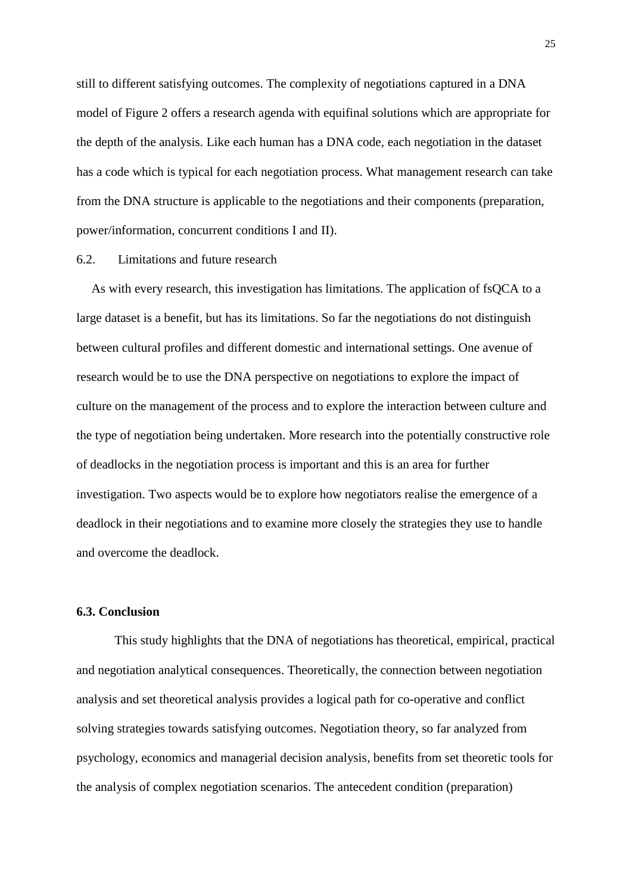still to different satisfying outcomes. The complexity of negotiations captured in a DNA model of Figure 2 offers a research agenda with equifinal solutions which are appropriate for the depth of the analysis. Like each human has a DNA code, each negotiation in the dataset has a code which is typical for each negotiation process. What management research can take from the DNA structure is applicable to the negotiations and their components (preparation, power/information, concurrent conditions I and II).

6.2. Limitations and future research

As with every research, this investigation has limitations. The application of fsQCA to a large dataset is a benefit, but has its limitations. So far the negotiations do not distinguish between cultural profiles and different domestic and international settings. One avenue of research would be to use the DNA perspective on negotiations to explore the impact of culture on the management of the process and to explore the interaction between culture and the type of negotiation being undertaken. More research into the potentially constructive role of deadlocks in the negotiation process is important and this is an area for further investigation. Two aspects would be to explore how negotiators realise the emergence of a deadlock in their negotiations and to examine more closely the strategies they use to handle and overcome the deadlock.

**6.3. Conclusion**

This study highlights that the DNA of negotiations has theoretical, empirical, practical and negotiation analytical consequences. Theoretically, the connection between negotiation analysis and set theoretical analysis provides a logical path for co-operative and conflict solving strategies towards satisfying outcomes. Negotiation theory, so far analyzed from psychology, economics and managerial decision analysis, benefits from set theoretic tools for the analysis of complex negotiation scenarios. The antecedent condition (preparation)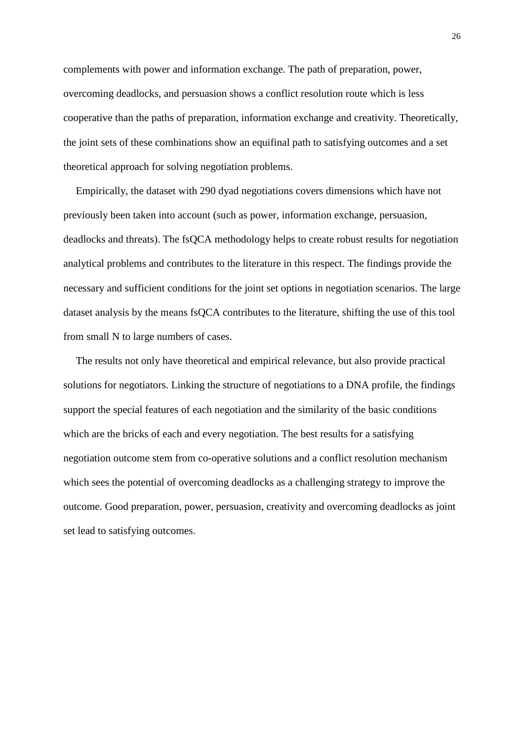complements with power and information exchange. The path of preparation, power, overcoming deadlocks, and persuasion shows a conflict resolution route which is less cooperative than the paths of preparation, information exchange and creativity. Theoretically, the joint sets of these combinations show an equifinal path to satisfying outcomes and a set theoretical approach for solving negotiation problems.

Empirically, the dataset with 290 dyad negotiations covers dimensions which have not previously been taken into account (such as power, information exchange, persuasion, deadlocks and threats). The fsQCA methodology helps to create robust results for negotiation analytical problems and contributes to the literature in this respect. The findings provide the necessary and sufficient conditions for the joint set options in negotiation scenarios. The large dataset analysis by the means fsQCA contributes to the literature, shifting the use of this tool from small N to large numbers of cases.

The results not only have theoretical and empirical relevance, but also provide practical solutions for negotiators. Linking the structure of negotiations to a DNA profile, the findings support the special features of each negotiation and the similarity of the basic conditions which are the bricks of each and every negotiation. The best results for a satisfying negotiation outcome stem from co-operative solutions and a conflict resolution mechanism which sees the potential of overcoming deadlocks as a challenging strategy to improve the outcome. Good preparation, power, persuasion, creativity and overcoming deadlocks as joint set lead to satisfying outcomes.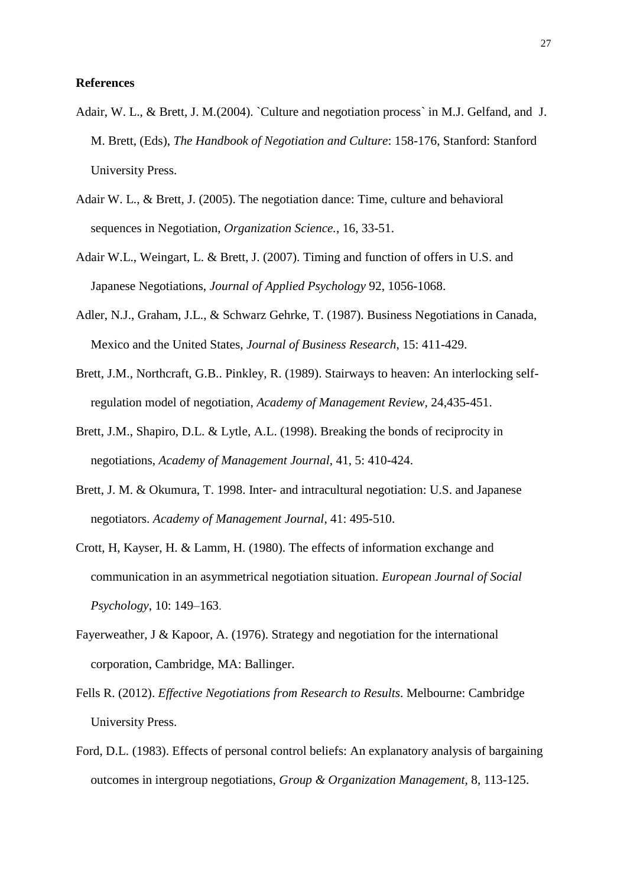**References**

Adair, W. L., & Brett, J. M.(2004). `Culture and negotiation process` in M.J. Gelfand, and J. M. Brett, (Eds), *The Handbook of Negotiation and Culture*: 158-176, Stanford: Stanford University Press.

Adair W. L., & Brett, J. (2005). The negotiation dance: Time, culture and behavioral sequences in Negotiation, *Organization Science.*, 16, 33-51.

Adair W.L., Weingart, L. & Brett, J. (2007). Timing and function of offers in U.S. and Japanese Negotiations, *Journal of Applied Psychology* 92, 1056-1068.

Adler, N.J., Graham, J.L., & Schwarz Gehrke, T. (1987). Business Negotiations in Canada, Mexico and the United States, *Journal of Business Research*, 15: 411-429.

Brett, J.M., Northcraft, G.B.. Pinkley, R. (1989). Stairways to heaven: An interlocking self-regulation model of negotiation, *Academy of Management Review*, 24,435-451.

Brett, J.M., Shapiro, D.L. & Lytle, A.L. (1998). Breaking the bonds of reciprocity in negotiations, *Academy of Management Journal*, 41, 5: 410-424.

Brett, J. M. & Okumura, T. 1998. Inter- and intracultural negotiation: U.S. and Japanese negotiators. *Academy of Management Journal*, 41: 495-510.

Crott, H, Kayser, H. & Lamm, H. (1980). The effects of information exchange and communication in an asymmetrical negotiation situation. *European Journal of Social Psychology*, 10: 149–163.

Fayerweather, J & Kapoor, A. (1976). Strategy and negotiation for the international corporation, Cambridge, MA: Ballinger.

Fells R. (2012). *Effective Negotiations from Research to Results*. Melbourne: Cambridge University Press.

Ford, D.L. (1983). Effects of personal control beliefs: An explanatory analysis of bargaining outcomes in intergroup negotiations, *Group & Organization Management*, 8, 113-125.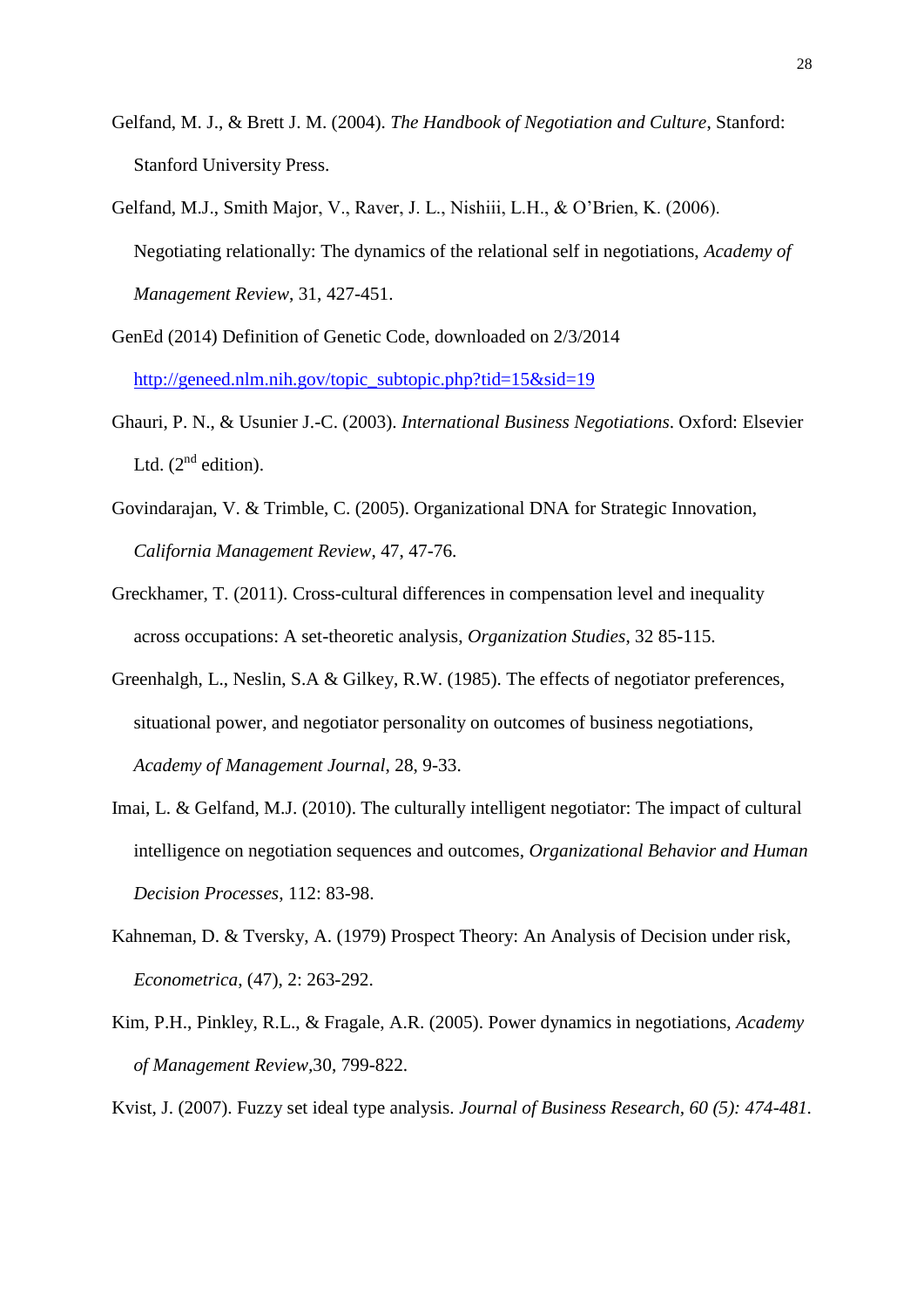Gelfand, M. J., & Brett J. M. (2004). *The Handbook of Negotiation and Culture*, Stanford: Stanford University Press.

Gelfand, M.J., Smith Major, V., Raver, J. L., Nishiii, L.H., & O'Brien, K. (2006). Negotiating relationally: The dynamics of the relational self in negotiations, *Academy of Management Review*, 31, 427-451.

GenEd (2014) Definition of Genetic Code, downloaded on 2/3/2014 http://geneed.nlm.nih.gov/topic_subtopic.php?tid=15&sid=19

Ghauri, P. N., & Usunier J.-C. (2003). *International Business Negotiations*. Oxford: Elsevier Ltd. (2nd edition).

Govindarajan, V. & Trimble, C. (2005). Organizational DNA for Strategic Innovation, *California Management Review*, 47, 47-76.

Greckhamer, T. (2011). Cross-cultural differences in compensation level and inequality across occupations: A set-theoretic analysis, *Organization Studies*, 32 85-115.

Greenhalgh, L., Neslin, S.A & Gilkey, R.W. (1985). The effects of negotiator preferences, situational power, and negotiator personality on outcomes of business negotiations, *Academy of Management Journal*, 28, 9-33.

Imai, L. & Gelfand, M.J. (2010). The culturally intelligent negotiator: The impact of cultural intelligence on negotiation sequences and outcomes, *Organizational Behavior and Human Decision Processes*, 112: 83-98.

Kahneman, D. & Tversky, A. (1979) Prospect Theory: An Analysis of Decision under risk, *Econometrica*, (47), 2: 263-292.

Kim, P.H., Pinkley, R.L., & Fragale, A.R. (2005). Power dynamics in negotiations, *Academy of Management Review*,30, 799-822.

Kvist, J. (2007). Fuzzy set ideal type analysis. *Journal of Business Research, 60 (5): 474-481.*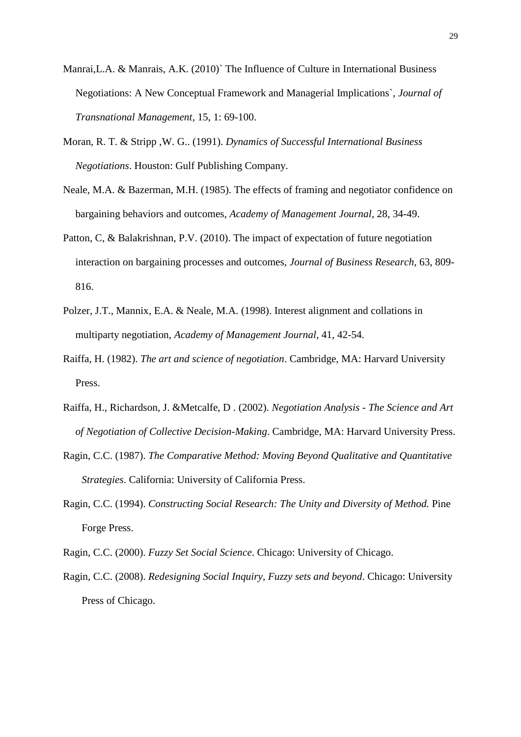Manrai,L.A. & Manrais, A.K. (2010)` The Influence of Culture in International Business Negotiations: A New Conceptual Framework and Managerial Implications`, *Journal of Transnational Management*, 15, 1: 69-100.

Moran, R. T. & Stripp ,W. G.. (1991). *Dynamics of Successful International Business Negotiations*. Houston: Gulf Publishing Company.

Neale, M.A. & Bazerman, M.H. (1985). The effects of framing and negotiator confidence on bargaining behaviors and outcomes, *Academy of Management Journal*, 28, 34-49.

Patton, C, & Balakrishnan, P.V. (2010). The impact of expectation of future negotiation interaction on bargaining processes and outcomes, *Journal of Business Research*, 63, 809-816.

Polzer, J.T., Mannix, E.A. & Neale, M.A. (1998). Interest alignment and collations in multiparty negotiation, *Academy of Management Journal*, 41, 42-54.

Raiffa, H. (1982). *The art and science of negotiation*. Cambridge, MA: Harvard University Press.

Raiffa, H., Richardson, J. &Metcalfe, D . (2002). *Negotiation Analysis - The Science and Art of Negotiation of Collective Decision-Making*. Cambridge, MA: Harvard University Press.

Ragin, C.C. (1987). *The Comparative Method: Moving Beyond Qualitative and Quantitative Strategies*. California: University of California Press.

Ragin, C.C. (1994). *Constructing Social Research: The Unity and Diversity of Method.* Pine Forge Press.

Ragin, C.C. (2000). *Fuzzy Set Social Science*. Chicago: University of Chicago.

Ragin, C.C. (2008). *Redesigning Social Inquiry, Fuzzy sets and beyond*. Chicago: University Press of Chicago.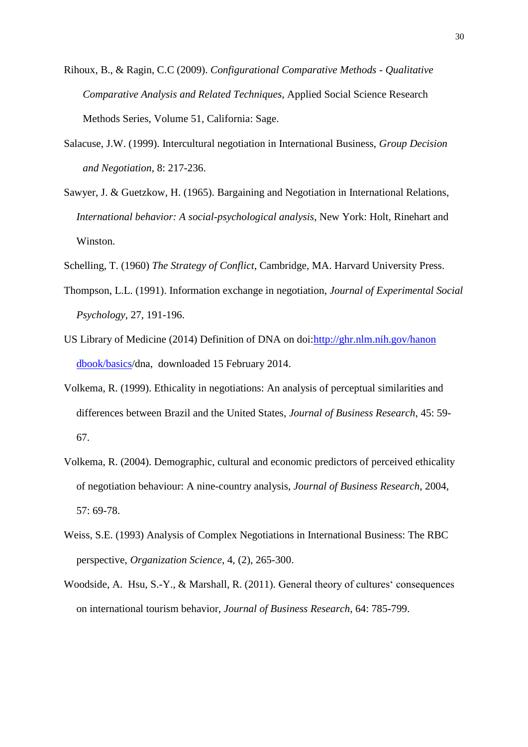Rihoux, B., & Ragin, C.C (2009). *Configurational Comparative Methods - Qualitative Comparative Analysis and Related Techniques*, Applied Social Science Research Methods Series, Volume 51, California: Sage.

Salacuse, J.W. (1999). Intercultural negotiation in International Business, *Group Decision and Negotiation*, 8: 217-236.

Sawyer, J. & Guetzkow, H. (1965). Bargaining and Negotiation in International Relations, *International behavior: A social-psychological analysis*, New York: Holt, Rinehart and Winston.

Schelling, T. (1960) *The Strategy of Conflict*, Cambridge, MA. Harvard University Press.

Thompson, L.L. (1991). Information exchange in negotiation, *Journal of Experimental Social Psychology*, 27, 191-196.

US Library of Medicine (2014) Definition of DNA on doi:[http://ghr.nlm.nih.gov/hanondbook/basics](http://ghr.nlm.nih.gov/hanondbook/basics)/dna, downloaded 15 February 2014.

Volkema, R. (1999). Ethicality in negotiations: An analysis of perceptual similarities and differences between Brazil and the United States, *Journal of Business Research*, 45: 59-67.

Volkema, R. (2004). Demographic, cultural and economic predictors of perceived ethicality of negotiation behaviour: A nine-country analysis, *Journal of Business Research*, 2004, 57: 69-78.

Weiss, S.E. (1993) Analysis of Complex Negotiations in International Business: The RBC perspective, *Organization Science*, 4, (2), 265-300.

Woodside, A. Hsu, S.-Y., & Marshall, R. (2011). General theory of cultures‘ consequences on international tourism behavior, *Journal of Business Research*, 64: 785-799.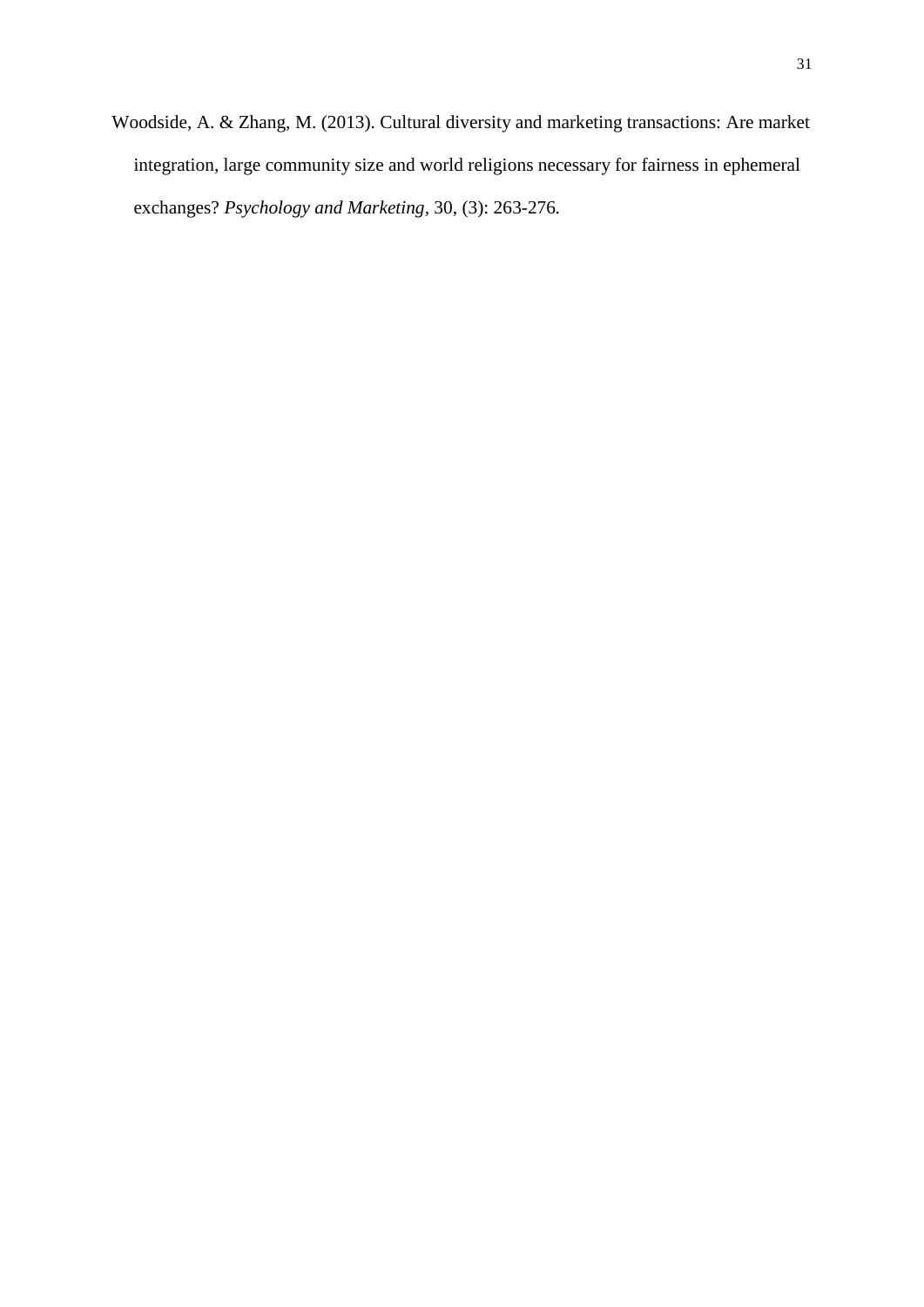Woodside, A. & Zhang, M. (2013). Cultural diversity and marketing transactions: Are market integration, large community size and world religions necessary for fairness in ephemeral exchanges? *Psychology and Marketing*, 30, (3): 263-276.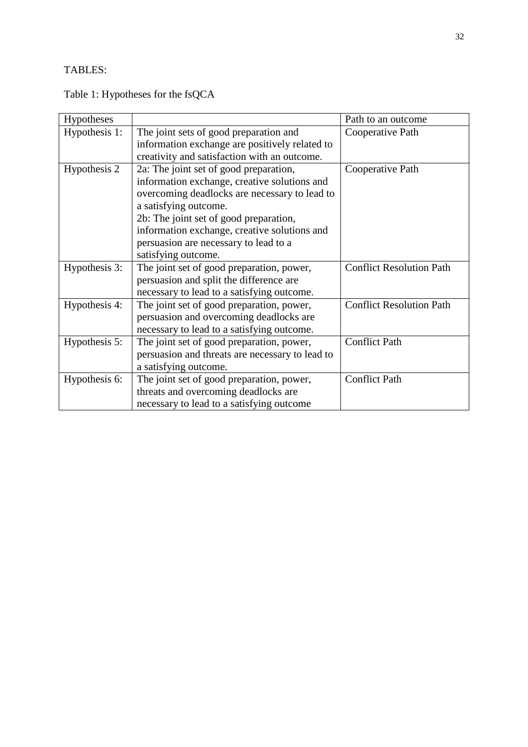TABLES:

Table 1: Hypotheses for the fsQCA

| Hypotheses | | Path to an outcome |
|---|---|---|
| Hypothesis 1: | The joint sets of good preparation and information exchange are positively related to creativity and satisfaction with an outcome. | Cooperative Path |
| Hypothesis 2 | 2a: The joint set of good preparation, information exchange, creative solutions and overcoming deadlocks are necessary to lead to a satisfying outcome.<br>2b: The joint set of good preparation, information exchange, creative solutions and persuasion are necessary to lead to a satisfying outcome. | Cooperative Path |
| Hypothesis 3: | The joint set of good preparation, power, persuasion and split the difference are necessary to lead to a satisfying outcome. | Conflict Resolution Path |
| Hypothesis 4: | The joint set of good preparation, power, persuasion and overcoming deadlocks are necessary to lead to a satisfying outcome. | Conflict Resolution Path |
| Hypothesis 5: | The joint set of good preparation, power, persuasion and threats are necessary to lead to a satisfying outcome. | Conflict Path |
| Hypothesis 6: | The joint set of good preparation, power, threats and overcoming deadlocks are necessary to lead to a satisfying outcome | Conflict Path |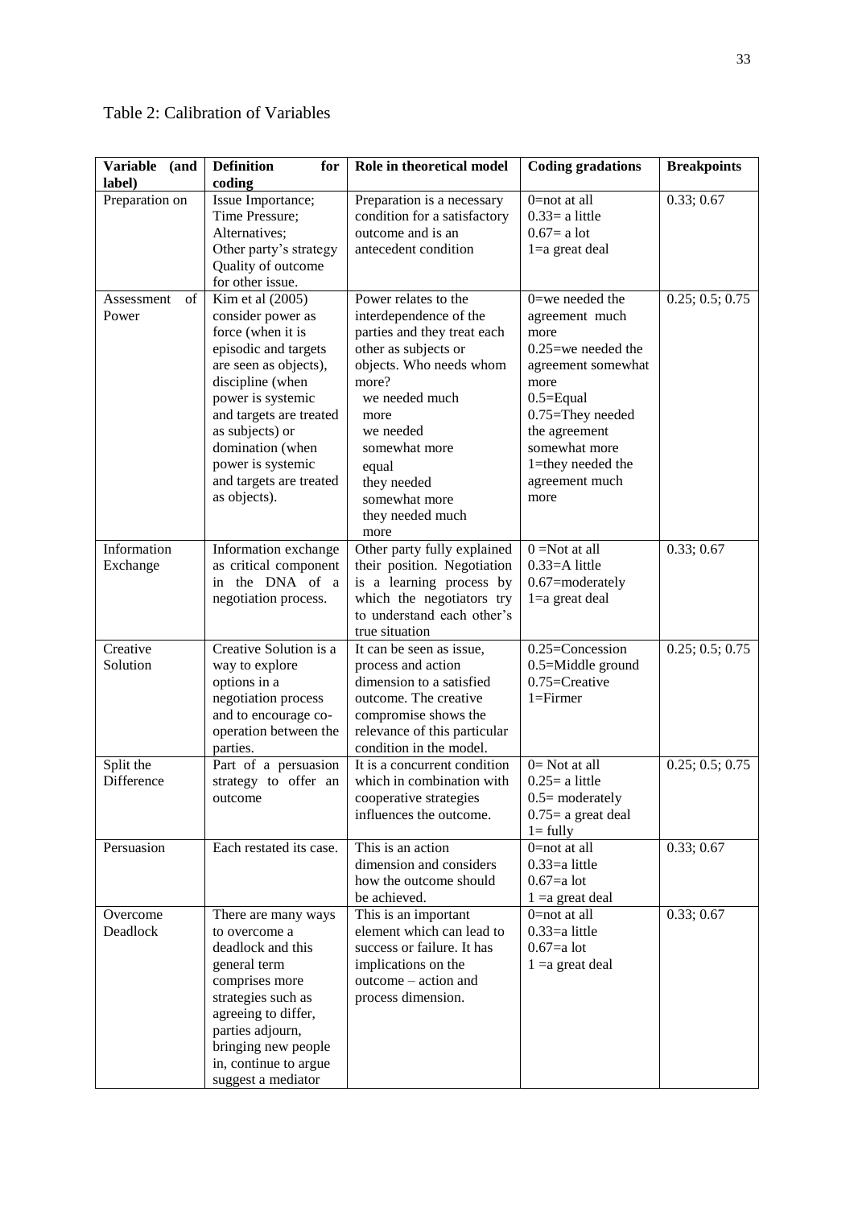Table 2: Calibration of Variables

| Variable (and label) | Definition for coding | Role in theoretical model | Coding gradations | Breakpoints |
|---|---|---|---|---|
| Preparation on | Issue Importance; Time Pressure; Alternatives; Other party's strategy Quality of outcome for other issue. | Preparation is a necessary condition for a satisfactory outcome and is an antecedent condition | 0=not at all<br>0.33= a little<br>0.67= a lot<br>1=a great deal | 0.33; 0.67 |
| Assessment of Power | Kim et al (2005) consider power as force (when it is episodic and targets are seen as objects), discipline (when power is systemic and targets are treated as subjects) or domination (when power is systemic and targets are treated as objects). | Power relates to the interdependence of the parties and they treat each other as subjects or objects. Who needs whom more?<br>we needed much more<br>we needed somewhat more<br>equal<br>they needed somewhat more<br>they needed much more | 0=we needed the agreement much more<br>0.25=we needed the agreement somewhat more<br>0.5=Equal<br>0.75=They needed the agreement somewhat more<br>1=they needed the agreement much more | 0.25; 0.5; 0.75 |
| Information Exchange | Information exchange as critical component in the DNA of a negotiation process. | Other party fully explained their position. Negotiation is a learning process by which the negotiators try to understand each other's true situation | 0 =Not at all<br>0.33=A little<br>0.67=moderately<br>1=a great deal | 0.33; 0.67 |
| Creative Solution | Creative Solution is a way to explore options in a negotiation process and to encourage co-operation between the parties. | It can be seen as issue, process and action dimension to a satisfied outcome. The creative compromise shows the relevance of this particular condition in the model. | 0.25=Concession<br>0.5=Middle ground<br>0.75=Creative<br>1=Firmer | 0.25; 0.5; 0.75 |
| Split the Difference | Part of a persuasion strategy to offer an outcome | It is a concurrent condition which in combination with cooperative strategies influences the outcome. | 0= Not at all<br>0.25= a little<br>0.5= moderately<br>0.75= a great deal<br>1= fully | 0.25; 0.5; 0.75 |
| Persuasion | Each restated its case. | This is an action dimension and considers how the outcome should be achieved. | 0=not at all<br>0.33=a little<br>0.67=a lot<br>1 =a great deal | 0.33; 0.67 |
| Overcome Deadlock | There are many ways to overcome a deadlock and this general term comprises more strategies such as agreeing to differ, parties adjourn, bringing new people in, continue to argue suggest a mediator | This is an important element which can lead to success or failure. It has implications on the outcome – action and process dimension. | 0=not at all<br>0.33=a little<br>0.67=a lot<br>1 =a great deal | 0.33; 0.67 |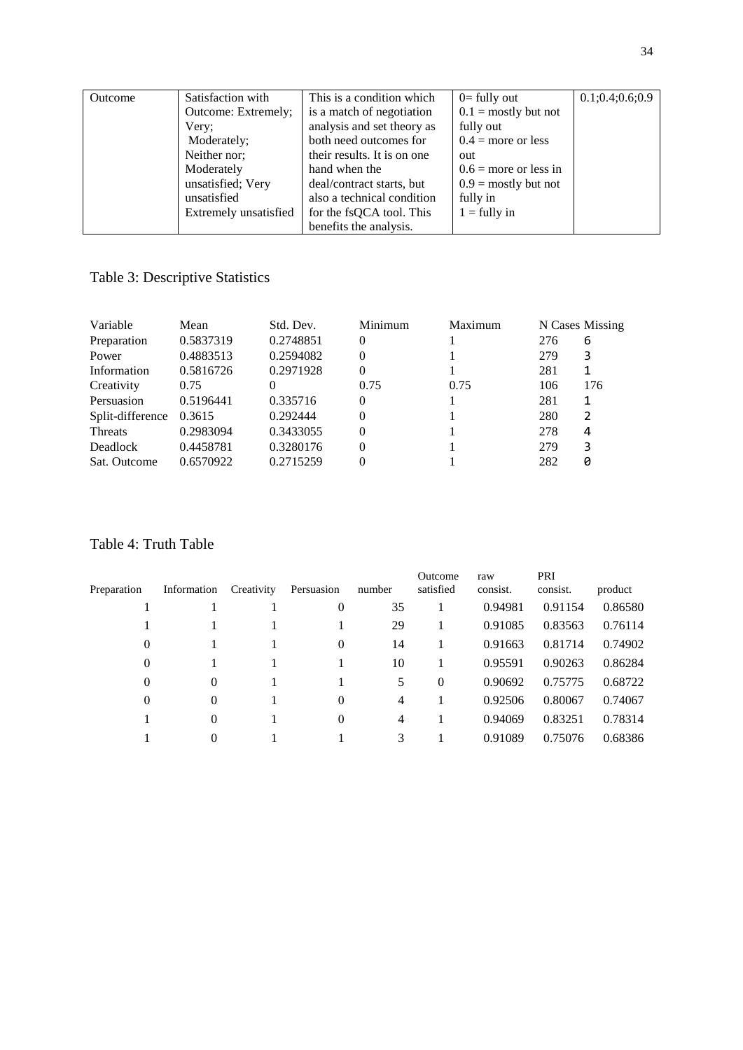| Outcome | Satisfaction with Outcome: Extremely; Very; Moderately; Neither nor; Moderately unsatisfied; Very unsatisfied Extremely unsatisfied | This is a condition which is a match of negotiation analysis and set theory as both need outcomes for their results. It is on one hand when the deal/contract starts, but also a technical condition for the fsQCA tool. This benefits the analysis. | 0= fully out<br>0.1 = mostly but not fully out<br>0.4 = more or less out<br>0.6 = more or less in<br>0.9 = mostly but not fully in<br>1 = fully in | 0.1;0.4;0.6;0.9 |
|---|---|---|---|---|

Table 3: Descriptive Statistics

| Variable | Mean | Std. Dev. | Minimum | Maximum | N Cases | Missing |
|---|---|---|---|---|---|---|
| Preparation | 0.5837319 | 0.2748851 | 0 | 1 | 276 | 6 |
| Power | 0.4883513 | 0.2594082 | 0 | 1 | 279 | 3 |
| Information | 0.5816726 | 0.2971928 | 0 | 1 | 281 | 1 |
| Creativity | 0.75 | 0 | 0.75 | 0.75 | 106 | 176 |
| Persuasion | 0.5196441 | 0.335716 | 0 | 1 | 281 | 1 |
| Split-difference | 0.3615 | 0.292444 | 0 | 1 | 280 | 2 |
| Threats | 0.2983094 | 0.3433055 | 0 | 1 | 278 | 4 |
| Deadlock | 0.4458781 | 0.3280176 | 0 | 1 | 279 | 3 |
| Sat. Outcome | 0.6570922 | 0.2715259 | 0 | 1 | 282 | 0 |

Table 4: Truth Table

| Preparation | Information | Creativity | Persuasion | number | Outcome satisfied | raw consist. | PRI consist. | product |
|---|---|---|---|---|---|---|---|---|
| 1 | 1 | 1 | 0 | 35 | 1 | 0.94981 | 0.91154 | 0.86580 |
| 1 | 1 | 1 | 1 | 29 | 1 | 0.91085 | 0.83563 | 0.76114 |
| 0 | 1 | 1 | 0 | 14 | 1 | 0.91663 | 0.81714 | 0.74902 |
| 0 | 1 | 1 | 1 | 10 | 1 | 0.95591 | 0.90263 | 0.86284 |
| 0 | 0 | 1 | 1 | 5 | 0 | 0.90692 | 0.75775 | 0.68722 |
| 0 | 0 | 1 | 0 | 4 | 1 | 0.92506 | 0.80067 | 0.74067 |
| 1 | 0 | 1 | 0 | 4 | 1 | 0.94069 | 0.83251 | 0.78314 |
| 1 | 0 | 1 | 1 | 3 | 1 | 0.91089 | 0.75076 | 0.68386 |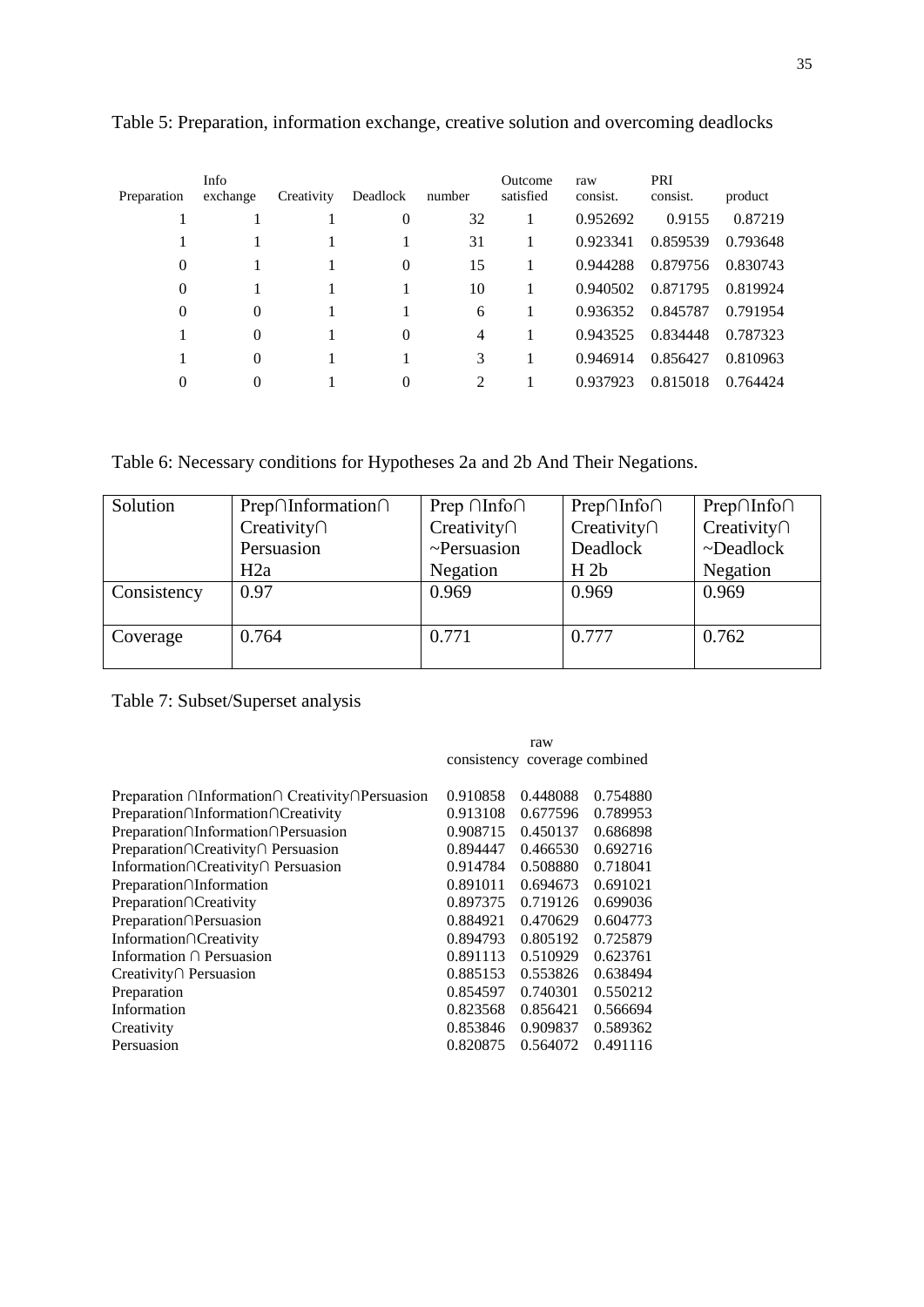Table 5: Preparation, information exchange, creative solution and overcoming deadlocks

| Preparation | Info exchange | Creativity | Deadlock | number | Outcome satisfied | raw consist. | PRI consist. | product |
|---|---|---|---|---|---|---|---|---|
| 1 | 1 | 1 | 0 | 32 | 1 | 0.952692 | 0.9155 | 0.87219 |
| 1 | 1 | 1 | 1 | 31 | 1 | 0.923341 | 0.859539 | 0.793648 |
| 0 | 1 | 1 | 0 | 15 | 1 | 0.944288 | 0.879756 | 0.830743 |
| 0 | 1 | 1 | 1 | 10 | 1 | 0.940502 | 0.871795 | 0.819924 |
| 0 | 0 | 1 | 1 | 6 | 1 | 0.936352 | 0.845787 | 0.791954 |
| 1 | 0 | 1 | 0 | 4 | 1 | 0.943525 | 0.834448 | 0.787323 |
| 1 | 0 | 1 | 1 | 3 | 1 | 0.946914 | 0.856427 | 0.810963 |
| 0 | 0 | 1 | 0 | 2 | 1 | 0.937923 | 0.815018 | 0.764424 |

Table 6: Necessary conditions for Hypotheses 2a and 2b And Their Negations.

| Solution | Prep∩Information∩ Creativity∩ Persuasion H2a | Prep ∩Info∩ Creativity∩ ~Persuasion Negation | Prep∩Info∩ Creativity∩ Deadlock H 2b | Prep∩Info∩ Creativity∩ ~Deadlock Negation |
|---|---|---|---|---|
| Consistency | 0.97 | 0.969 | 0.969 | 0.969 |
| Coverage | 0.764 | 0.771 | 0.777 | 0.762 |

Table 7: Subset/Superset analysis

| | consistency | raw coverage | combined |
|---|---|---|---|
| Preparation ∩Information∩ Creativity∩Persuasion | 0.910858 | 0.448088 | 0.754880 |
| Preparation∩Information∩Creativity | 0.913108 | 0.677596 | 0.789953 |
| Preparation∩Information∩Persuasion | 0.908715 | 0.450137 | 0.686898 |
| Preparation∩Creativity∩ Persuasion | 0.894447 | 0.466530 | 0.692716 |
| Information∩Creativity∩ Persuasion | 0.914784 | 0.508880 | 0.718041 |
| Preparation∩Information | 0.891011 | 0.694673 | 0.691021 |
| Preparation∩Creativity | 0.897375 | 0.719126 | 0.699036 |
| Preparation∩Persuasion | 0.884921 | 0.470629 | 0.604773 |
| Information∩Creativity | 0.894793 | 0.805192 | 0.725879 |
| Information ∩ Persuasion | 0.891113 | 0.510929 | 0.623761 |
| Creativity∩ Persuasion | 0.885153 | 0.553826 | 0.638494 |
| Preparation | 0.854597 | 0.740301 | 0.550212 |
| Information | 0.823568 | 0.856421 | 0.566694 |
| Creativity | 0.853846 | 0.909837 | 0.589362 |
| Persuasion | 0.820875 | 0.564072 | 0.491116 |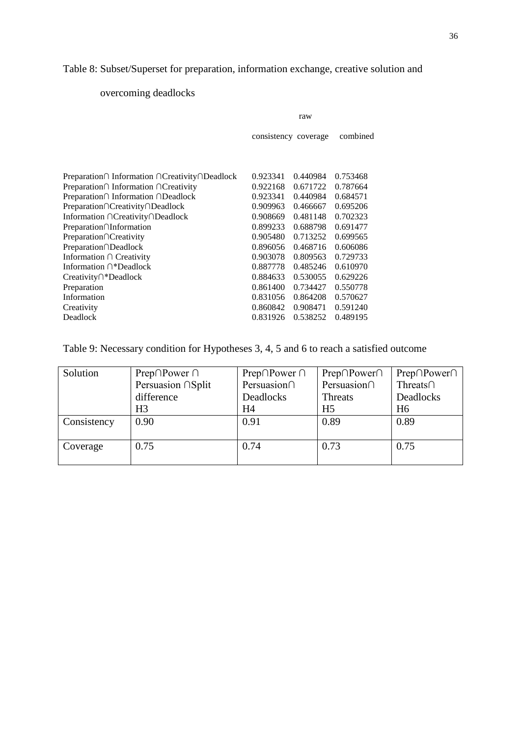Table 8: Subset/Superset for preparation, information exchange, creative solution and overcoming deadlocks

| | raw consistency | coverage | combined |
|---|---|---|---|
| Preparation∩ Information ∩Creativity∩Deadlock | 0.923341 | 0.440984 | 0.753468 |
| Preparation∩ Information ∩Creativity | 0.922168 | 0.671722 | 0.787664 |
| Preparation∩ Information ∩Deadlock | 0.923341 | 0.440984 | 0.684571 |
| Preparation∩Creativity∩Deadlock | 0.909963 | 0.466667 | 0.695206 |
| Information ∩Creativity∩Deadlock | 0.908669 | 0.481148 | 0.702323 |
| Preparation∩Information | 0.899233 | 0.688798 | 0.691477 |
| Preparation∩Creativity | 0.905480 | 0.713252 | 0.699565 |
| Preparation∩Deadlock | 0.896056 | 0.468716 | 0.606086 |
| Information ∩ Creativity | 0.903078 | 0.809563 | 0.729733 |
| Information ∩*Deadlock | 0.887778 | 0.485246 | 0.610970 |
| Creativity∩*Deadlock | 0.884633 | 0.530055 | 0.629226 |
| Preparation | 0.861400 | 0.734427 | 0.550778 |
| Information | 0.831056 | 0.864208 | 0.570627 |
| Creativity | 0.860842 | 0.908471 | 0.591240 |
| Deadlock | 0.831926 | 0.538252 | 0.489195 |

Table 9: Necessary condition for Hypotheses 3, 4, 5 and 6 to reach a satisfied outcome

| Solution | Prep∩Power ∩ Persuasion ∩Split difference H3 | Prep∩Power ∩ Persuasion∩ Deadlocks H4 | Prep∩Power∩ Persuasion∩ Threats H5 | Prep∩Power∩ Threats∩ Deadlocks H6 |
|---|---|---|---|---|
| Consistency | 0.90 | 0.91 | 0.89 | 0.89 |
| Coverage | 0.75 | 0.74 | 0.73 | 0.75 |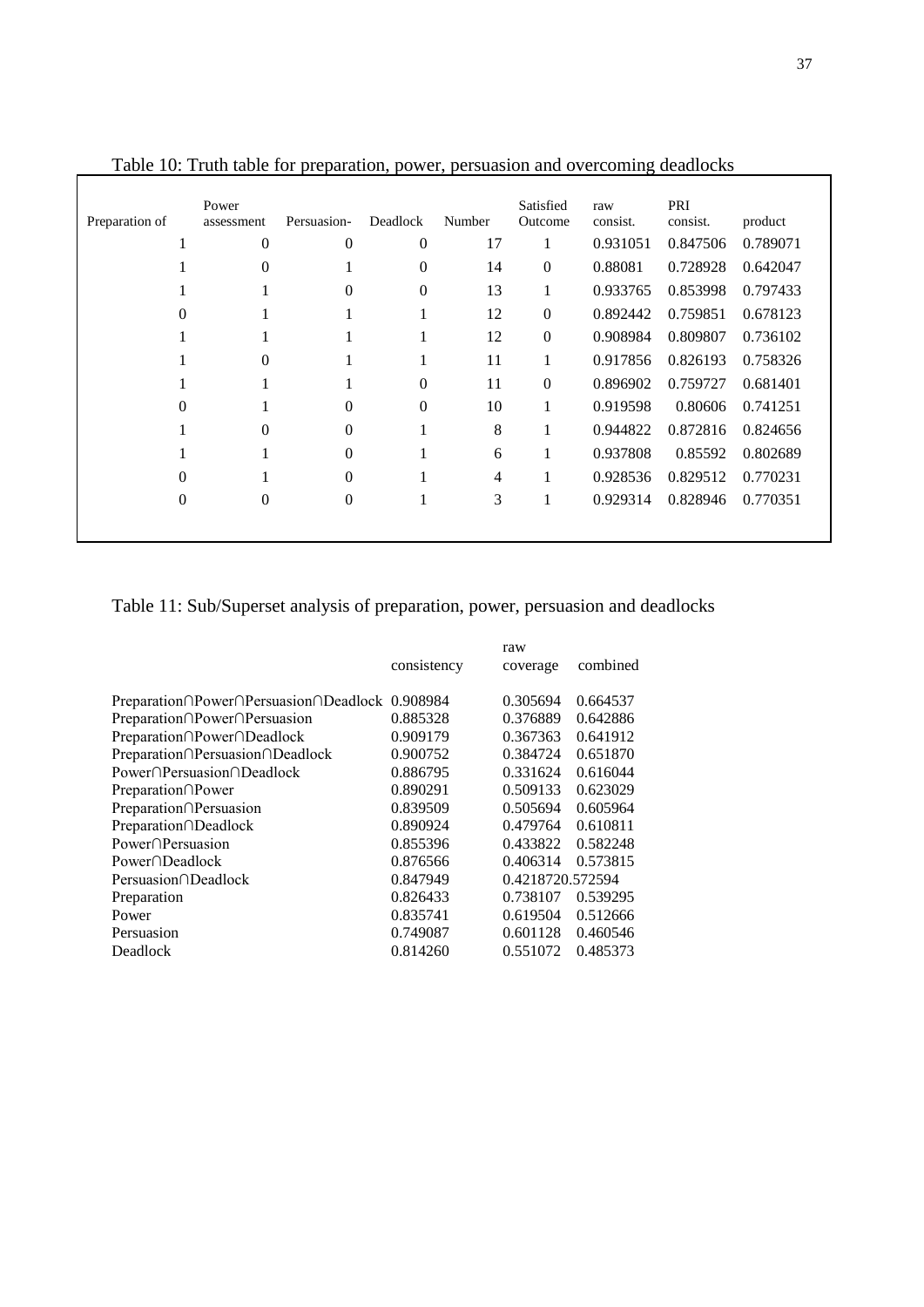Table 10: Truth table for preparation, power, persuasion and overcoming deadlocks

| Preparation of | Power assessment | Persuasion- | Deadlock | Number | Satisfied Outcome | raw consist. | PRI consist. | product |
|---|---|---|---|---|---|---|---|---|
| 1 | 0 | 0 | 0 | 17 | 1 | 0.931051 | 0.847506 | 0.789071 |
| 1 | 0 | 1 | 0 | 14 | 0 | 0.88081 | 0.728928 | 0.642047 |
| 1 | 1 | 0 | 0 | 13 | 1 | 0.933765 | 0.853998 | 0.797433 |
| 0 | 1 | 1 | 1 | 12 | 0 | 0.892442 | 0.759851 | 0.678123 |
| 1 | 1 | 1 | 1 | 12 | 0 | 0.908984 | 0.809807 | 0.736102 |
| 1 | 0 | 1 | 1 | 11 | 1 | 0.917856 | 0.826193 | 0.758326 |
| 1 | 1 | 1 | 0 | 11 | 0 | 0.896902 | 0.759727 | 0.681401 |
| 0 | 1 | 0 | 0 | 10 | 1 | 0.919598 | 0.80606 | 0.741251 |
| 1 | 0 | 0 | 1 | 8 | 1 | 0.944822 | 0.872816 | 0.824656 |
| 1 | 1 | 0 | 1 | 6 | 1 | 0.937808 | 0.85592 | 0.802689 |
| 0 | 1 | 0 | 1 | 4 | 1 | 0.928536 | 0.829512 | 0.770231 |
| 0 | 0 | 0 | 1 | 3 | 1 | 0.929314 | 0.828946 | 0.770351 |

Table 11: Sub/Superset analysis of preparation, power, persuasion and deadlocks

| | consistency | raw coverage | combined |
|---|---|---|---|
| Preparation∩Power∩Persuasion∩Deadlock | 0.908984 | 0.305694 | 0.664537 |
| Preparation∩Power∩Persuasion | 0.885328 | 0.376889 | 0.642886 |
| Preparation∩Power∩Deadlock | 0.909179 | 0.367363 | 0.641912 |
| Preparation∩Persuasion∩Deadlock | 0.900752 | 0.384724 | 0.651870 |
| Power∩Persuasion∩Deadlock | 0.886795 | 0.331624 | 0.616044 |
| Preparation∩Power | 0.890291 | 0.509133 | 0.623029 |
| Preparation∩Persuasion | 0.839509 | 0.505694 | 0.605964 |
| Preparation∩Deadlock | 0.890924 | 0.479764 | 0.610811 |
| Power∩Persuasion | 0.855396 | 0.433822 | 0.582248 |
| Power∩Deadlock | 0.876566 | 0.406314 | 0.573815 |
| Persuasion∩Deadlock | 0.847949 | 0.421872 | 0.572594 |
| Preparation | 0.826433 | 0.738107 | 0.539295 |
| Power | 0.835741 | 0.619504 | 0.512666 |
| Persuasion | 0.749087 | 0.601128 | 0.460546 |
| Deadlock | 0.814260 | 0.551072 | 0.485373 |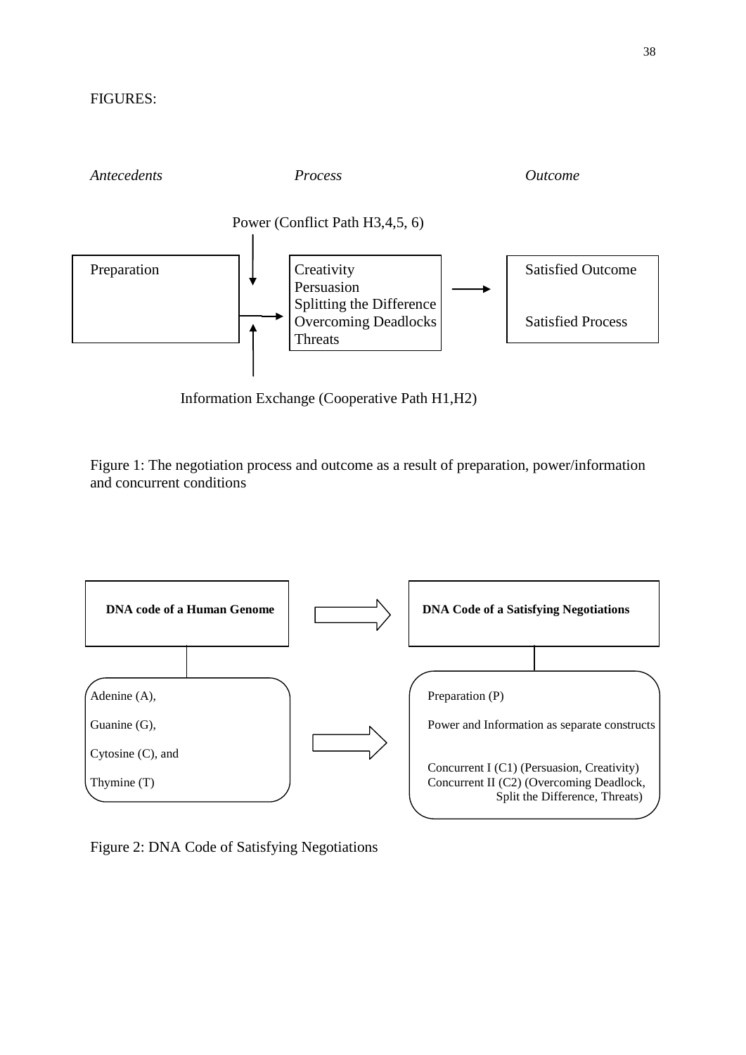FIGURES:

*Antecedents* *Process* *Outcome*

Power (Conflict Path H3,4,5, 6)

Preparation

Creativity
Persuasion
Splitting the Difference
Overcoming Deadlocks
Threats

Satisfied Outcome

Satisfied Process

Information Exchange (Cooperative Path H1,H2)

Figure 1: The negotiation process and outcome as a result of preparation, power/information and concurrent conditions

**DNA code of a Human Genome**

Adenine (A),

Guanine (G),

Cytosine (C), and

Thymine (T)

**DNA Code of a Satisfying Negotiations**

Preparation (P)

Power and Information as separate constructs

Concurrent I (C1) (Persuasion, Creativity)
Concurrent II (C2) (Overcoming Deadlock, Split the Difference, Threats)

Figure 2: DNA Code of Satisfying Negotiations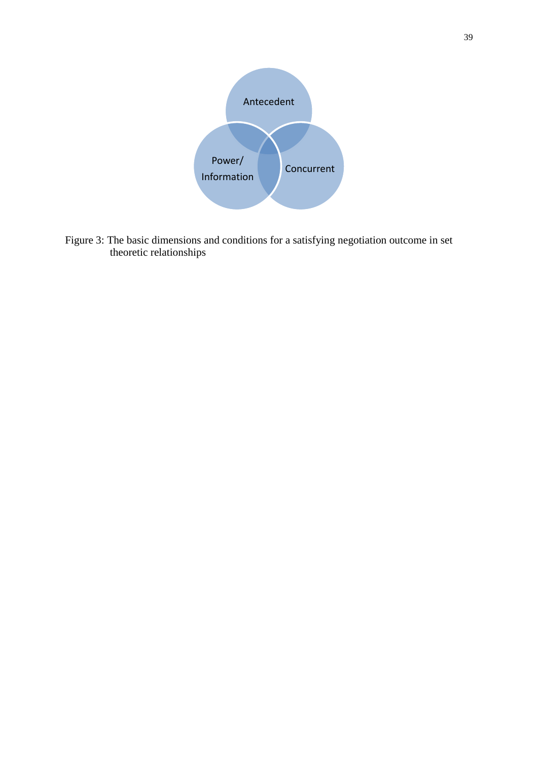Antecedent

Power/
Information

Concurrent

Figure 3: The basic dimensions and conditions for a satisfying negotiation outcome in set theoretic relationships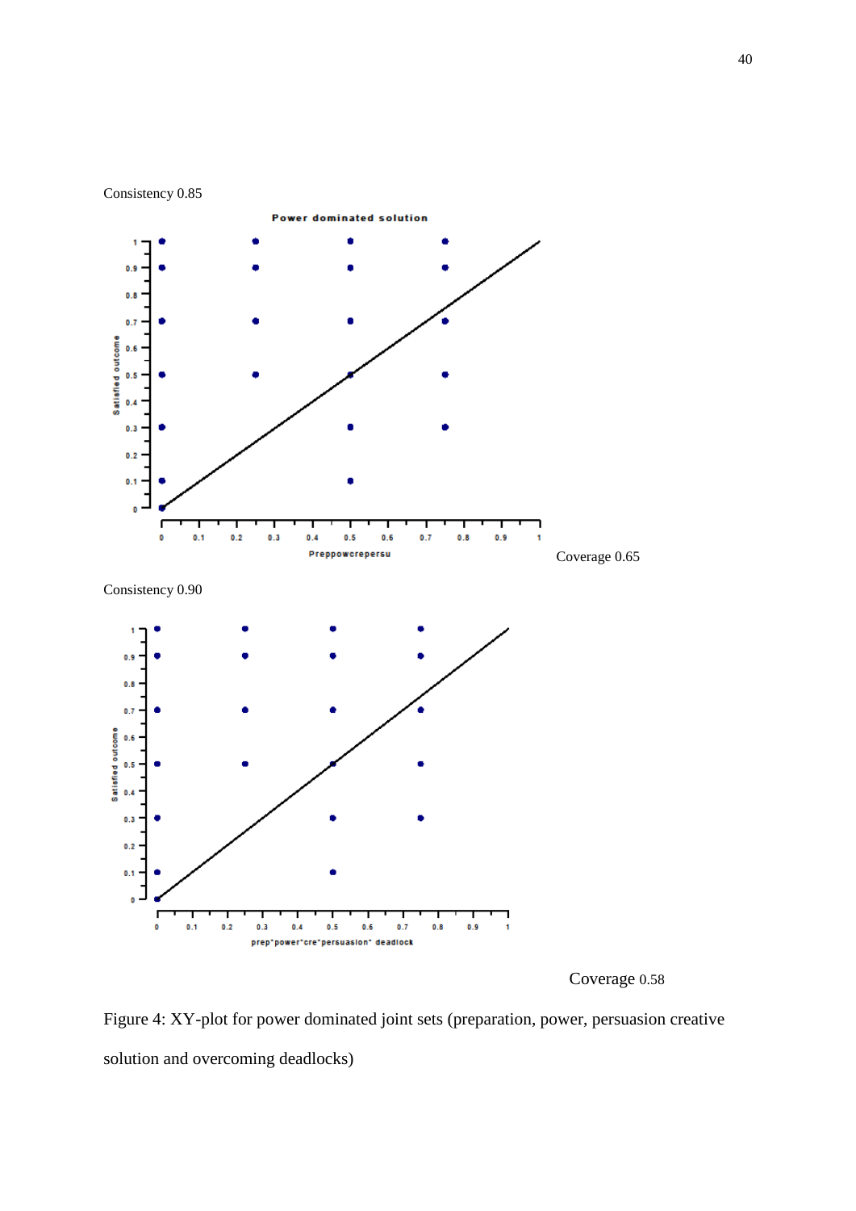Consistency 0.85

Power dominated solution

Satisfied outcome

1
0.9
0.8
0.7
0.6
0.5
0.4
0.3
0.2
0.1
0

0 0.1 0.2 0.3 0.4 0.5 0.6 0.7 0.8 0.9 1

Preppowcrepersu

Coverage 0.65

Consistency 0.90

Satisfied outcome

1
0.9
0.8
0.7
0.6
0.5
0.4
0.3
0.2
0.1
0

0 0.1 0.2 0.3 0.4 0.5 0.6 0.7 0.8 0.9 1

prep*power*cre*persuasion* deadlock

Coverage 0.58

Figure 4: XY-plot for power dominated joint sets (preparation, power, persuasion creative solution and overcoming deadlocks)